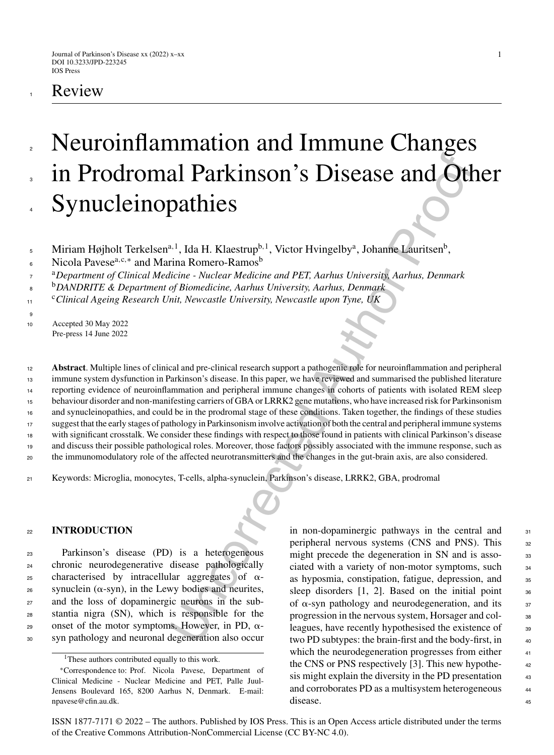Review

# Neuroinflammation and Immune Changes in Prodromal Parkinson's Disease and Other Synucleinopathies

Miriam Højholt Terkelsen[a,1], Ida H. Klaestrup[b,1], Victor Hvingelby[a], Johanne Lauritsen[b], Nicola Pavese[a,c,*] and Marina Romero-Ramos[b]

[a] *Department of Clinical Medicine - Nuclear Medicine and PET, Aarhus University, Aarhus, Denmark*

[b] *DANDRITE & Department of Biomedicine, Aarhus University, Aarhus, Denmark*

[c] *Clinical Ageing Research Unit, Newcastle University, Newcastle upon Tyne, UK*

Accepted 30 May 2022
Pre-press 14 June 2022

**Abstract**. Multiple lines of clinical and pre-clinical research support a pathogenic role for neuroinflammation and peripheral immune system dysfunction in Parkinson's disease. In this paper, we have reviewed and summarised the published literature reporting evidence of neuroinflammation and peripheral immune changes in cohorts of patients with isolated REM sleep behaviour disorder and non-manifesting carriers of GBA or LRRK2 gene mutations, who have increased risk for Parkinsonism and synucleinopathies, and could be in the prodromal stage of these conditions. Taken together, the findings of these studies suggest that the early stages of pathology in Parkinsonism involve activation of both the central and peripheral immune systems with significant crosstalk. We consider these findings with respect to those found in patients with clinical Parkinson's disease and discuss their possible pathological roles. Moreover, those factors possibly associated with the immune response, such as the immunomodulatory role of the affected neurotransmitters and the changes in the gut-brain axis, are also considered.

Keywords: Microglia, monocytes, T-cells, alpha-synuclein, Parkinson's disease, LRRK2, GBA, prodromal

## INTRODUCTION

Parkinson's disease (PD) is a heterogeneous chronic neurodegenerative disease pathologically characterised by intracellular aggregates of α-synuclein (α-syn), in the Lewy bodies and neurites, and the loss of dopaminergic neurons in the substantia nigra (SN), which is responsible for the onset of the motor symptoms. However, in PD, α-syn pathology and neuronal degeneration also occur in non-dopaminergic pathways in the central and peripheral nervous systems (CNS and PNS). This might precede the degeneration in SN and is associated with a variety of non-motor symptoms, such as hyposmia, constipation, fatigue, depression, and sleep disorders [1, 2]. Based on the initial point of α-syn pathology and neurodegeneration, and its progression in the nervous system, Horsager and colleagues, have recently hypothesised the existence of two PD subtypes: the brain-first and the body-first, in which the neurodegeneration progresses from either the CNS or PNS respectively [3]. This new hypothesis might explain the diversity in the PD presentation and corroborates PD as a multisystem heterogeneous disease.

[1] These authors contributed equally to this work.

*Correspondence to: Prof. Nicola Pavese, Department of Clinical Medicine - Nuclear Medicine and PET, Palle Juul-Jensens Boulevard 165, 8200 Aarhus N, Denmark. E-mail: npavese@cfin.au.dk.

ISSN 1877-7171 © 2022 – The authors. Published by IOS Press. This is an Open Access article distributed under the terms of the Creative Commons Attribution-NonCommercial License (CC BY-NC 4.0).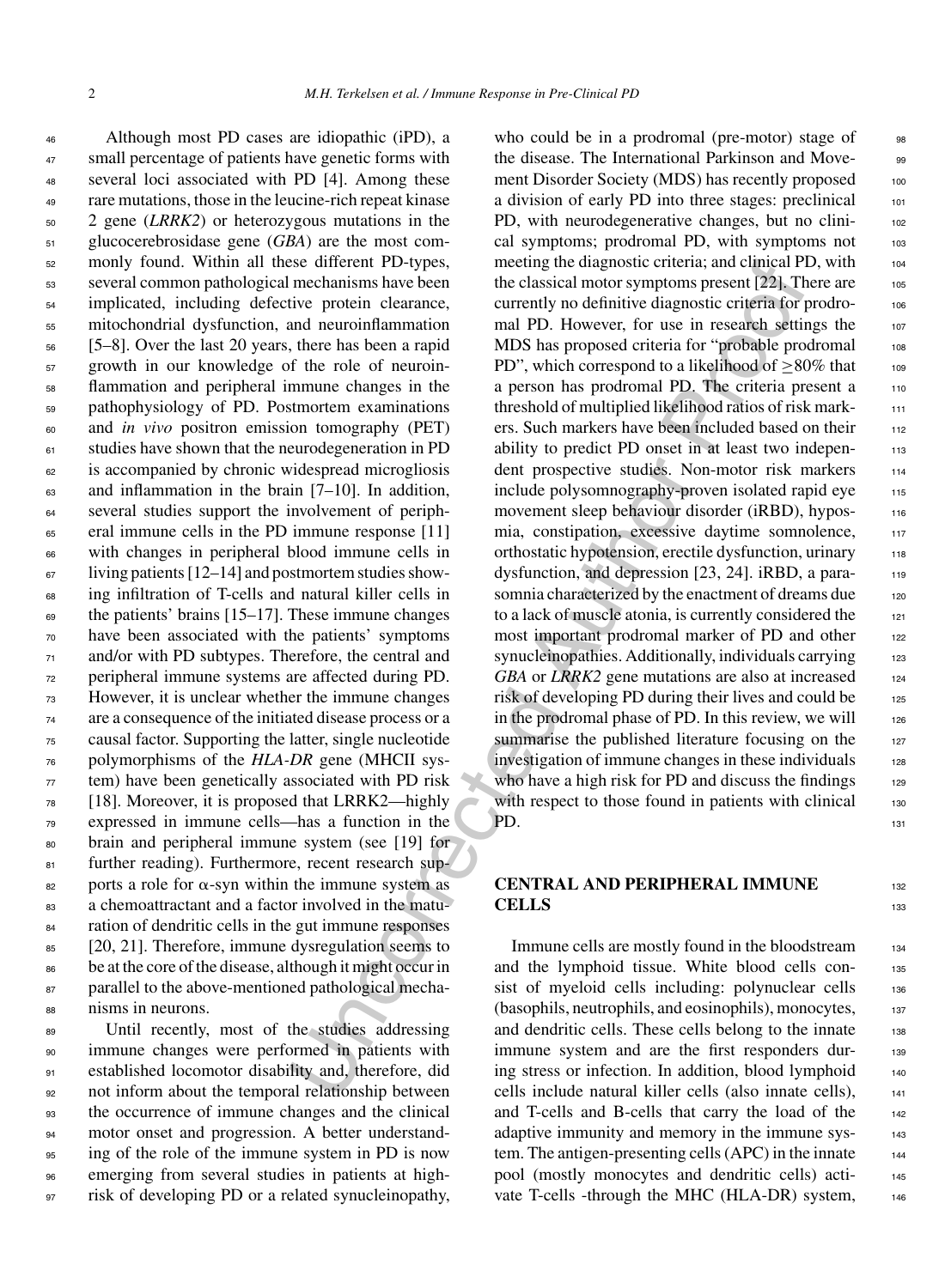Although most PD cases are idiopathic (iPD), a small percentage of patients have genetic forms with several loci associated with PD [4]. Among these rare mutations, those in the leucine-rich repeat kinase 2 gene (*LRRK2*) or heterozygous mutations in the glucocerebrosidase gene (*GBA*) are the most commonly found. Within all these different PD-types, several common pathological mechanisms have been implicated, including defective protein clearance, mitochondrial dysfunction, and neuroinflammation [5–8]. Over the last 20 years, there has been a rapid growth in our knowledge of the role of neuroinflammation and peripheral immune changes in the pathophysiology of PD. Postmortem examinations and *in vivo* positron emission tomography (PET) studies have shown that the neurodegeneration in PD is accompanied by chronic widespread microgliosis and inflammation in the brain [7–10]. In addition, several studies support the involvement of peripheral immune cells in the PD immune response [11] with changes in peripheral blood immune cells in living patients [12–14] and postmortem studies showing infiltration of T-cells and natural killer cells in the patients' brains [15–17]. These immune changes have been associated with the patients' symptoms and/or with PD subtypes. Therefore, the central and peripheral immune systems are affected during PD. However, it is unclear whether the immune changes are a consequence of the initiated disease process or a causal factor. Supporting the latter, single nucleotide polymorphisms of the *HLA-DR* gene (MHCII system) have been genetically associated with PD risk [18]. Moreover, it is proposed that LRRK2—highly expressed in immune cells—has a function in the brain and peripheral immune system (see [19] for further reading). Furthermore, recent research supports a role for α-syn within the immune system as a chemoattractant and a factor involved in the maturation of dendritic cells in the gut immune responses [20, 21]. Therefore, immune dysregulation seems to be at the core of the disease, although it might occur in parallel to the above-mentioned pathological mechanisms in neurons.

Until recently, most of the studies addressing immune changes were performed in patients with established locomotor disability and, therefore, did not inform about the temporal relationship between the occurrence of immune changes and the clinical motor onset and progression. A better understanding of the role of the immune system in PD is now emerging from several studies in patients at high-risk of developing PD or a related synucleinopathy, who could be in a prodromal (pre-motor) stage of the disease. The International Parkinson and Movement Disorder Society (MDS) has recently proposed a division of early PD into three stages: preclinical PD, with neurodegenerative changes, but no clinical symptoms; prodromal PD, with symptoms not meeting the diagnostic criteria; and clinical PD, with the classical motor symptoms present [22]. There are currently no definitive diagnostic criteria for prodromal PD. However, for use in research settings the MDS has proposed criteria for "probable prodromal PD", which correspond to a likelihood of ≥80% that a person has prodromal PD. The criteria present a threshold of multiplied likelihood ratios of risk markers. Such markers have been included based on their ability to predict PD onset in at least two independent prospective studies. Non-motor risk markers include polysomnography-proven isolated rapid eye movement sleep behaviour disorder (iRBD), hyposmia, constipation, excessive daytime somnolence, orthostatic hypotension, erectile dysfunction, urinary dysfunction, and depression [23, 24]. iRBD, a parasomnia characterized by the enactment of dreams due to a lack of muscle atonia, is currently considered the most important prodromal marker of PD and other synucleinopathies. Additionally, individuals carrying *GBA* or *LRRK2* gene mutations are also at increased risk of developing PD during their lives and could be in the prodromal phase of PD. In this review, we will summarise the published literature focusing on the investigation of immune changes in these individuals who have a high risk for PD and discuss the findings with respect to those found in patients with clinical PD.

## CENTRAL AND PERIPHERAL IMMUNE CELLS

Immune cells are mostly found in the bloodstream and the lymphoid tissue. White blood cells consist of myeloid cells including: polynuclear cells (basophils, neutrophils, and eosinophils), monocytes, and dendritic cells. These cells belong to the innate immune system and are the first responders during stress or infection. In addition, blood lymphoid cells include natural killer cells (also innate cells), and T-cells and B-cells that carry the load of the adaptive immunity and memory in the immune system. The antigen-presenting cells (APC) in the innate pool (mostly monocytes and dendritic cells) activate T-cells -through the MHC (HLA-DR) system,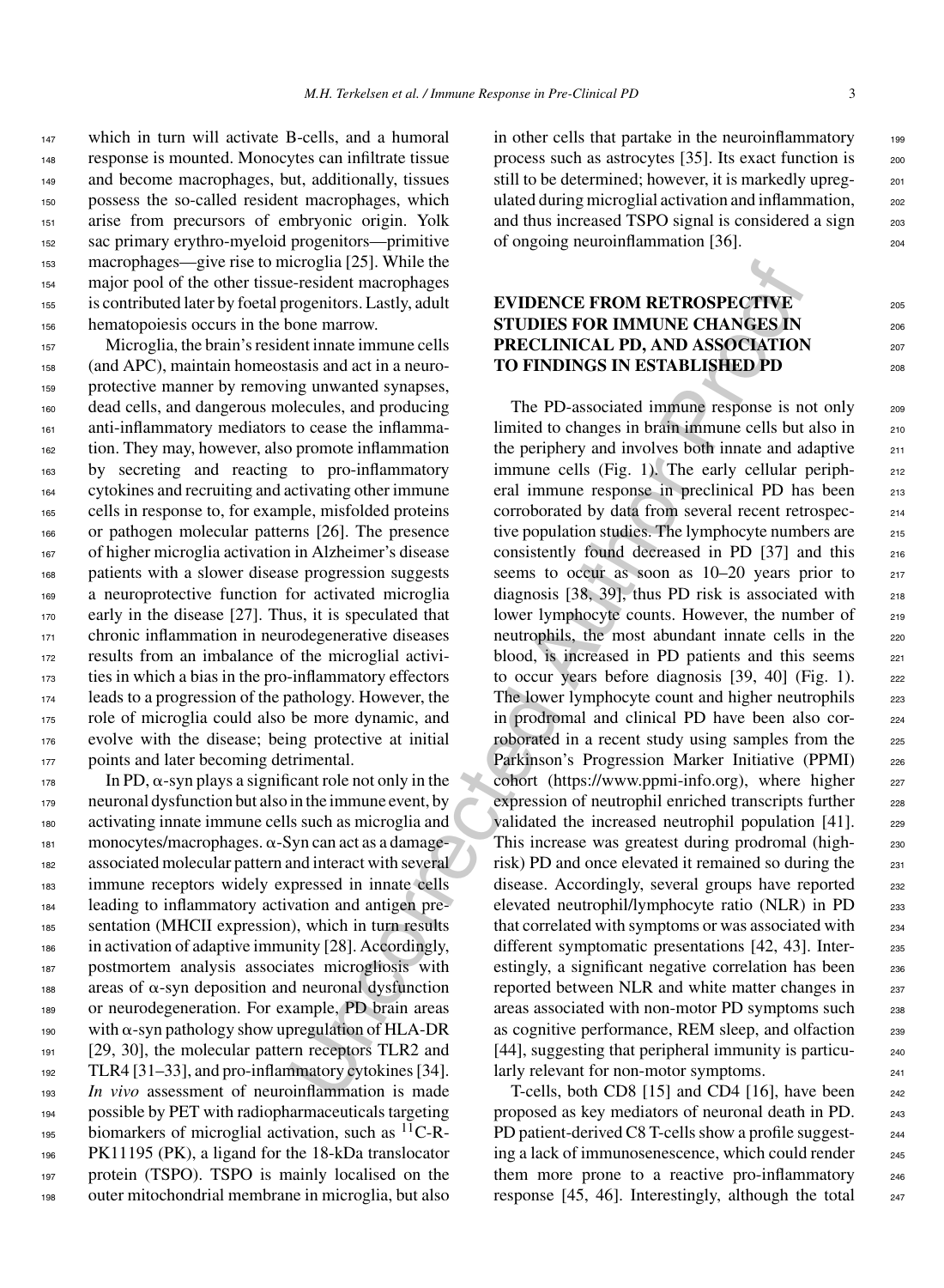which in turn will activate B-cells, and a humoral response is mounted. Monocytes can infiltrate tissue and become macrophages, but, additionally, tissues possess the so-called resident macrophages, which arise from precursors of embryonic origin. Yolk sac primary erythro-myeloid progenitors—primitive macrophages—give rise to microglia [25]. While the major pool of the other tissue-resident macrophages is contributed later by foetal progenitors. Lastly, adult hematopoiesis occurs in the bone marrow.

Microglia, the brain's resident innate immune cells (and APC), maintain homeostasis and act in a neuroprotective manner by removing unwanted synapses, dead cells, and dangerous molecules, and producing anti-inflammatory mediators to cease the inflammation. They may, however, also promote inflammation by secreting and reacting to pro-inflammatory cytokines and recruiting and activating other immune cells in response to, for example, misfolded proteins or pathogen molecular patterns [26]. The presence of higher microglia activation in Alzheimer's disease patients with a slower disease progression suggests a neuroprotective function for activated microglia early in the disease [27]. Thus, it is speculated that chronic inflammation in neurodegenerative diseases results from an imbalance of the microglial activities in which a bias in the pro-inflammatory effectors leads to a progression of the pathology. However, the role of microglia could also be more dynamic, and evolve with the disease; being protective at initial points and later becoming detrimental.

In PD, α-syn plays a significant role not only in the neuronal dysfunction but also in the immune event, by activating innate immune cells such as microglia and monocytes/macrophages. α-Syn can act as a damage-associated molecular pattern and interact with several immune receptors widely expressed in innate cells leading to inflammatory activation and antigen presentation (MHCII expression), which in turn results in activation of adaptive immunity [28]. Accordingly, postmortem analysis associates microgliosis with areas of α-syn deposition and neuronal dysfunction or neurodegeneration. For example, PD brain areas with α-syn pathology show upregulation of HLA-DR [29, 30], the molecular pattern receptors TLR2 and TLR4 [31–33], and pro-inflammatory cytokines [34]. *In vivo* assessment of neuroinflammation is made possible by PET with radiopharmaceuticals targeting biomarkers of microglial activation, such as $^{11}$C-R-PK11195 (PK), a ligand for the 18-kDa translocator protein (TSPO). TSPO is mainly localised on the outer mitochondrial membrane in microglia, but also in other cells that partake in the neuroinflammatory process such as astrocytes [35]. Its exact function is still to be determined; however, it is markedly upregulated during microglial activation and inflammation, and thus increased TSPO signal is considered a sign of ongoing neuroinflammation [36].

## EVIDENCE FROM RETROSPECTIVE STUDIES FOR IMMUNE CHANGES IN PRECLINICAL PD, AND ASSOCIATION TO FINDINGS IN ESTABLISHED PD

The PD-associated immune response is not only limited to changes in brain immune cells but also in the periphery and involves both innate and adaptive immune cells (Fig. 1). The early cellular peripheral immune response in preclinical PD has been corroborated by data from several recent retrospective population studies. The lymphocyte numbers are consistently found decreased in PD [37] and this seems to occur as soon as 10–20 years prior to diagnosis [38, 39], thus PD risk is associated with lower lymphocyte counts. However, the number of neutrophils, the most abundant innate cells in the blood, is increased in PD patients and this seems to occur years before diagnosis [39, 40] (Fig. 1). The lower lymphocyte count and higher neutrophils in prodromal and clinical PD have been also corroborated in a recent study using samples from the Parkinson's Progression Marker Initiative (PPMI) cohort (https://www.ppmi-info.org), where higher expression of neutrophil enriched transcripts further validated the increased neutrophil population [41]. This increase was greatest during prodromal (high-risk) PD and once elevated it remained so during the disease. Accordingly, several groups have reported elevated neutrophil/lymphocyte ratio (NLR) in PD that correlated with symptoms or was associated with different symptomatic presentations [42, 43]. Interestingly, a significant negative correlation has been reported between NLR and white matter changes in areas associated with non-motor PD symptoms such as cognitive performance, REM sleep, and olfaction [44], suggesting that peripheral immunity is particularly relevant for non-motor symptoms.

T-cells, both CD8 [15] and CD4 [16], have been proposed as key mediators of neuronal death in PD. PD patient-derived C8 T-cells show a profile suggesting a lack of immunosenescence, which could render them more prone to a reactive pro-inflammatory response [45, 46]. Interestingly, although the total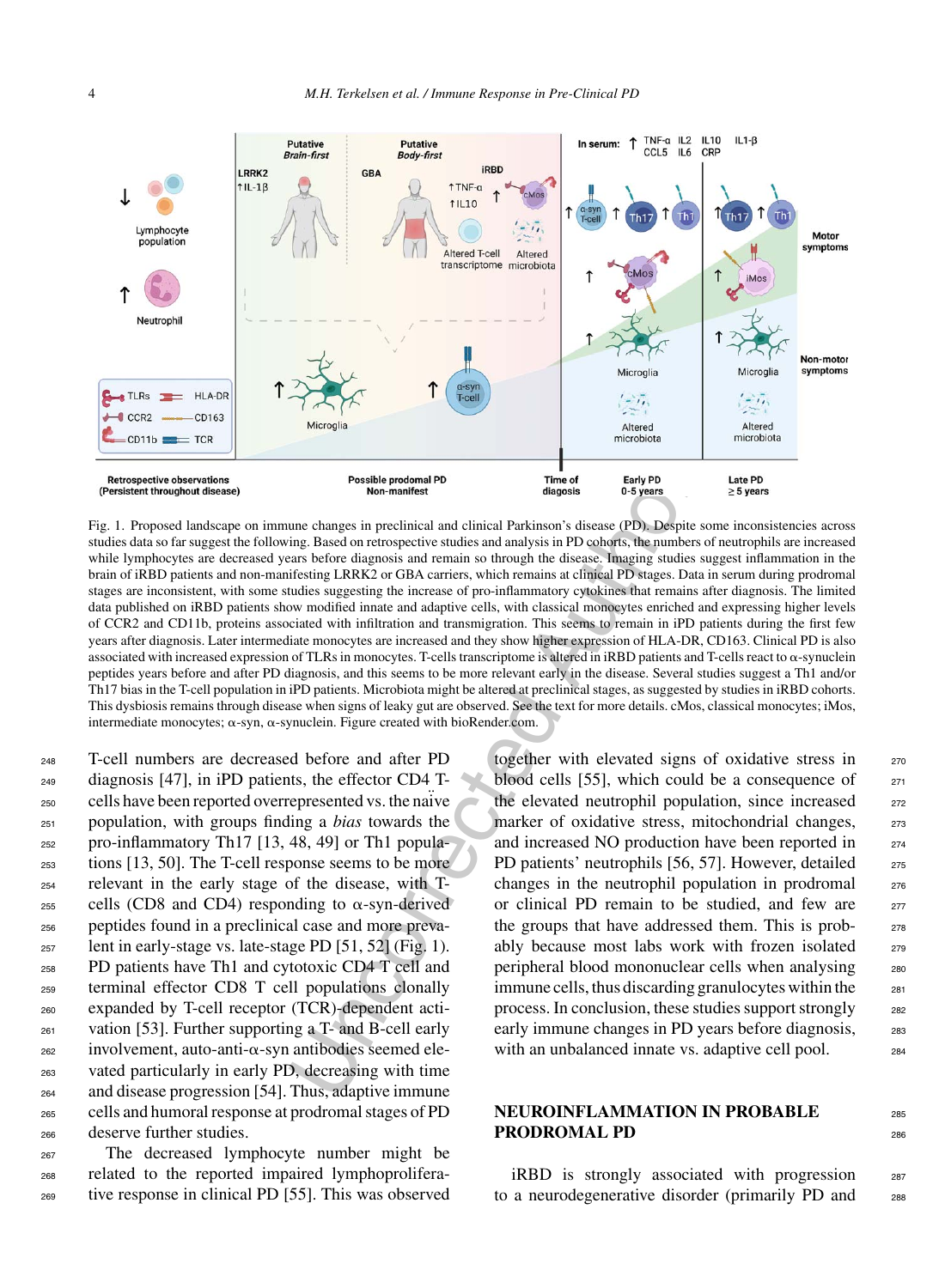Fig. 1. Proposed landscape on immune changes in preclinical and clinical Parkinson's disease (PD). Despite some inconsistencies across studies data so far suggest the following. Based on retrospective studies and analysis in PD cohorts, the numbers of neutrophils are increased while lymphocytes are decreased years before diagnosis and remain so through the disease. Imaging studies suggest inflammation in the brain of iRBD patients and non-manifesting LRRK2 or GBA carriers, which remains at clinical PD stages. Data in serum during prodromal stages are inconsistent, with some studies suggesting the increase of pro-inflammatory cytokines that remains after diagnosis. The limited data published on iRBD patients show modified innate and adaptive cells, with classical monocytes enriched and expressing higher levels of CCR2 and CD11b, proteins associated with infiltration and transmigration. This seems to remain in iPD patients during the first few years after diagnosis. Later intermediate monocytes are increased and they show higher expression of HLA-DR, CD163. Clinical PD is also associated with increased expression of TLRs in monocytes. T-cells transcriptome is altered in iRBD patients and T-cells react to α-synuclein peptides years before and after PD diagnosis, and this seems to be more relevant early in the disease. Several studies suggest a Th1 and/or Th17 bias in the T-cell population in iPD patients. Microbiota might be altered at preclinical stages, as suggested by studies in iRBD cohorts. This dysbiosis remains through disease when signs of leaky gut are observed. See the text for more details. cMos, classical monocytes; iMos, intermediate monocytes; α-syn, α-synuclein. Figure created with bioRender.com.

T-cell numbers are decreased before and after PD diagnosis [47], in iPD patients, the effector CD4 T-cells have been reported overrepresented vs. the naïve population, with groups finding a *bias* towards the pro-inflammatory Th17 [13, 48, 49] or Th1 populations [13, 50]. The T-cell response seems to be more relevant in the early stage of the disease, with T-cells (CD8 and CD4) responding to α-syn-derived peptides found in a preclinical case and more prevalent in early-stage vs. late-stage PD [51, 52] (Fig. 1). PD patients have Th1 and cytotoxic CD4 T cell and terminal effector CD8 T cell populations clonally expanded by T-cell receptor (TCR)-dependent activation [53]. Further supporting a T- and B-cell early involvement, auto-anti-α-syn antibodies seemed elevated particularly in early PD, decreasing with time and disease progression [54]. Thus, adaptive immune cells and humoral response at prodromal stages of PD deserve further studies.

The decreased lymphocyte number might be related to the reported impaired lymphoproliferative response in clinical PD [55]. This was observed together with elevated signs of oxidative stress in blood cells [55], which could be a consequence of the elevated neutrophil population, since increased marker of oxidative stress, mitochondrial changes, and increased NO production have been reported in PD patients' neutrophils [56, 57]. However, detailed changes in the neutrophil population in prodromal or clinical PD remain to be studied, and few are the groups that have addressed them. This is probably because most labs work with frozen isolated peripheral blood mononuclear cells when analysing immune cells, thus discarding granulocytes within the process. In conclusion, these studies support strongly early immune changes in PD years before diagnosis, with an unbalanced innate vs. adaptive cell pool.

## NEUROINFLAMMATION IN PROBABLE PRODROMAL PD

iRBD is strongly associated with progression to a neurodegenerative disorder (primarily PD and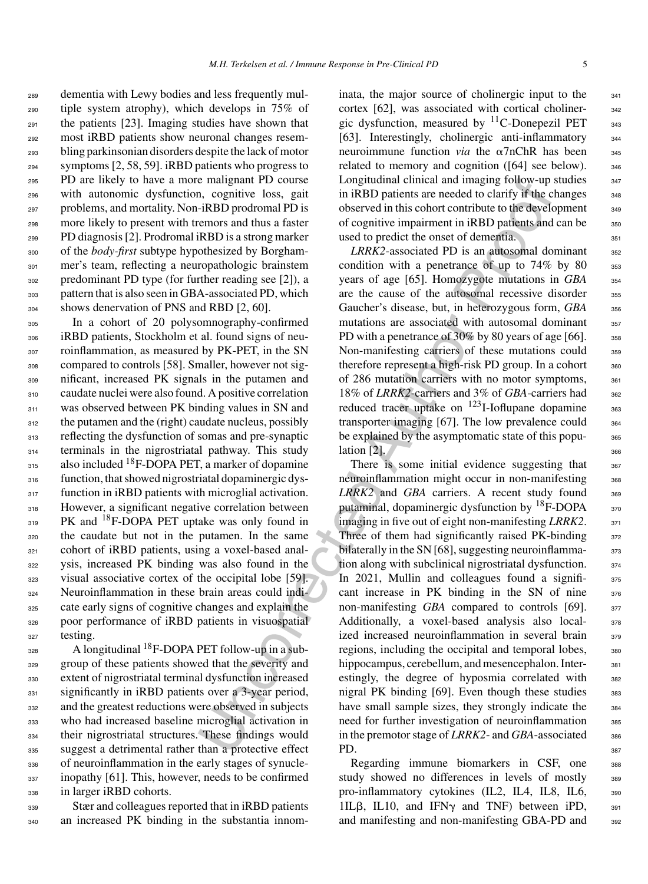dementia with Lewy bodies and less frequently multiple system atrophy), which develops in 75% of the patients [23]. Imaging studies have shown that most iRBD patients show neuronal changes resembling parkinsonian disorders despite the lack of motor symptoms [2, 58, 59]. iRBD patients who progress to PD are likely to have a more malignant PD course with autonomic dysfunction, cognitive loss, gait problems, and mortality. Non-iRBD prodromal PD is more likely to present with tremors and thus a faster PD diagnosis [2]. Prodromal iRBD is a strong marker of the *body-first* subtype hypothesized by Borghammer's team, reflecting a neuropathologic brainstem predominant PD type (for further reading see [2]), a pattern that is also seen in GBA-associated PD, which shows denervation of PNS and RBD [2, 60].

In a cohort of 20 polysomnography-confirmed iRBD patients, Stockholm et al. found signs of neuroinflammation, as measured by PK-PET, in the SN compared to controls [58]. Smaller, however not significant, increased PK signals in the putamen and caudate nuclei were also found. A positive correlation was observed between PK binding values in SN and the putamen and the (right) caudate nucleus, possibly reflecting the dysfunction of somas and pre-synaptic terminals in the nigrostriatal pathway. This study also included $^{18}$F-DOPA PET, a marker of dopamine function, that showed nigrostriatal dopaminergic dysfunction in iRBD patients with microglial activation. However, a significant negative correlation between PK and $^{18}$F-DOPA PET uptake was only found in the caudate but not in the putamen. In the same cohort of iRBD patients, using a voxel-based analysis, increased PK binding was also found in the visual associative cortex of the occipital lobe [59]. Neuroinflammation in these brain areas could indicate early signs of cognitive changes and explain the poor performance of iRBD patients in visuospatial testing.

A longitudinal $^{18}$F-DOPA PET follow-up in a subgroup of these patients showed that the severity and extent of nigrostriatal terminal dysfunction increased significantly in iRBD patients over a 3-year period, and the greatest reductions were observed in subjects who had increased baseline microglial activation in their nigrostriatal structures. These findings would suggest a detrimental rather than a protective effect of neuroinflammation in the early stages of synucleinopathy [61]. This, however, needs to be confirmed in larger iRBD cohorts.

Stær and colleagues reported that in iRBD patients an increased PK binding in the substantia innominata, the major source of cholinergic input to the cortex [62], was associated with cortical cholinergic dysfunction, measured by $^{11}$C-Donepezil PET [63]. Interestingly, cholinergic anti-inflammatory neuroimmune function *via* the α7nChR has been related to memory and cognition ([64] see below). Longitudinal clinical and imaging follow-up studies in iRBD patients are needed to clarify if the changes observed in this cohort contribute to the development of cognitive impairment in iRBD patients and can be used to predict the onset of dementia.

*LRRK2*-associated PD is an autosomal dominant condition with a penetrance of up to 74% by 80 years of age [65]. Homozygote mutations in *GBA* are the cause of the autosomal recessive disorder Gaucher's disease, but, in heterozygous form, *GBA* mutations are associated with autosomal dominant PD with a penetrance of 30% by 80 years of age [66]. Non-manifesting carriers of these mutations could therefore represent a high-risk PD group. In a cohort of 286 mutation carriers with no motor symptoms, 18% of *LRRK2*-carriers and 3% of *GBA*-carriers had reduced tracer uptake on $^{123}$I-Ioflupane dopamine transporter imaging [67]. The low prevalence could be explained by the asymptomatic state of this population [2].

There is some initial evidence suggesting that neuroinflammation might occur in non-manifesting *LRRK2* and *GBA* carriers. A recent study found putaminal, dopaminergic dysfunction by $^{18}$F-DOPA imaging in five out of eight non-manifesting *LRRK2*. Three of them had significantly raised PK-binding bilaterally in the SN [68], suggesting neuroinflammation along with subclinical nigrostriatal dysfunction. In 2021, Mullin and colleagues found a significant increase in PK binding in the SN of nine non-manifesting *GBA* compared to controls [69]. Additionally, a voxel-based analysis also localized increased neuroinflammation in several brain regions, including the occipital and temporal lobes, hippocampus, cerebellum, and mesencephalon. Interestingly, the degree of hyposmia correlated with nigral PK binding [69]. Even though these studies have small sample sizes, they strongly indicate the need for further investigation of neuroinflammation in the premotor stage of *LRRK2*- and *GBA*-associated PD.

Regarding immune biomarkers in CSF, one study showed no differences in levels of mostly pro-inflammatory cytokines (IL2, IL4, IL8, IL6, 1ILβ, IL10, and IFNγ and TNF) between iPD, and manifesting and non-manifesting GBA-PD and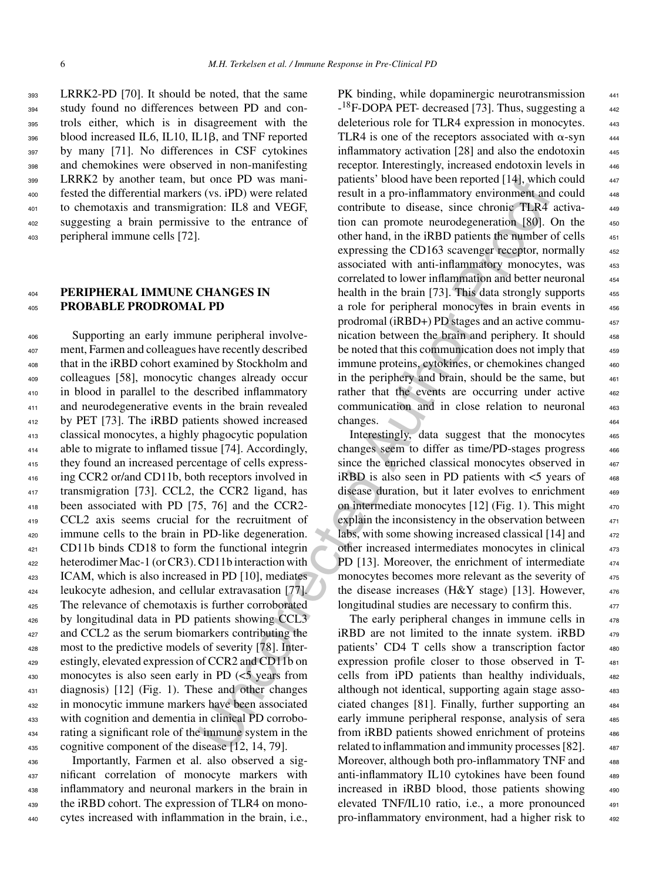LRRK2-PD [70]. It should be noted, that the same study found no differences between PD and controls either, which is in disagreement with the blood increased IL6, IL10, IL1β, and TNF reported by many [71]. No differences in CSF cytokines and chemokines were observed in non-manifesting LRRK2 by another team, but once PD was manifested the differential markers (vs. iPD) were related to chemotaxis and transmigration: IL8 and VEGF, suggesting a brain permissive to the entrance of peripheral immune cells [72].

## PERIPHERAL IMMUNE CHANGES IN PROBABLE PRODROMAL PD

Supporting an early immune peripheral involvement, Farmen and colleagues have recently described that in the iRBD cohort examined by Stockholm and colleagues [58], monocytic changes already occur in blood in parallel to the described inflammatory and neurodegenerative events in the brain revealed by PET [73]. The iRBD patients showed increased classical monocytes, a highly phagocytic population able to migrate to inflamed tissue [74]. Accordingly, they found an increased percentage of cells expressing CCR2 or/and CD11b, both receptors involved in transmigration [73]. CCL2, the CCR2 ligand, has been associated with PD [75, 76] and the CCR2-CCL2 axis seems crucial for the recruitment of immune cells to the brain in PD-like degeneration. CD11b binds CD18 to form the functional integrin heterodimer Mac-1 (or CR3). CD11b interaction with ICAM, which is also increased in PD [10], mediates leukocyte adhesion, and cellular extravasation [77]. The relevance of chemotaxis is further corroborated by longitudinal data in PD patients showing CCL3 and CCL2 as the serum biomarkers contributing the most to the predictive models of severity [78]. Interestingly, elevated expression of CCR2 and CD11b on monocytes is also seen early in PD (<5 years from diagnosis) [12] (Fig. 1). These and other changes in monocytic immune markers have been associated with cognition and dementia in clinical PD corroborating a significant role of the immune system in the cognitive component of the disease [12, 14, 79].

Importantly, Farmen et al. also observed a significant correlation of monocyte markers with inflammatory and neuronal markers in the brain in the iRBD cohort. The expression of TLR4 on monocytes increased with inflammation in the brain, i.e., PK binding, while dopaminergic neurotransmission -$^{18}$F-DOPA PET- decreased [73]. Thus, suggesting a deleterious role for TLR4 expression in monocytes. TLR4 is one of the receptors associated with α-syn inflammatory activation [28] and also the endotoxin receptor. Interestingly, increased endotoxin levels in patients' blood have been reported [14], which could result in a pro-inflammatory environment and could contribute to disease, since chronic TLR4 activation can promote neurodegeneration [80]. On the other hand, in the iRBD patients the number of cells expressing the CD163 scavenger receptor, normally associated with anti-inflammatory monocytes, was correlated to lower inflammation and better neuronal health in the brain [73]. This data strongly supports a role for peripheral monocytes in brain events in prodromal (iRBD+) PD stages and an active communication between the brain and periphery. It should be noted that this communication does not imply that immune proteins, cytokines, or chemokines changed in the periphery and brain, should be the same, but rather that the events are occurring under active communication and in close relation to neuronal changes.

Interestingly, data suggest that the monocytes changes seem to differ as time/PD-stages progress since the enriched classical monocytes observed in iRBD is also seen in PD patients with <5 years of disease duration, but it later evolves to enrichment on intermediate monocytes [12] (Fig. 1). This might explain the inconsistency in the observation between labs, with some showing increased classical [14] and other increased intermediates monocytes in clinical PD [13]. Moreover, the enrichment of intermediate monocytes becomes more relevant as the severity of the disease increases (H&Y stage) [13]. However, longitudinal studies are necessary to confirm this.

The early peripheral changes in immune cells in iRBD are not limited to the innate system. iRBD patients' CD4 T cells show a transcription factor expression profile closer to those observed in T-cells from iPD patients than healthy individuals, although not identical, supporting again stage associated changes [81]. Finally, further supporting an early immune peripheral response, analysis of sera from iRBD patients showed enrichment of proteins related to inflammation and immunity processes [82]. Moreover, although both pro-inflammatory TNF and anti-inflammatory IL10 cytokines have been found increased in iRBD blood, those patients showing elevated TNF/IL10 ratio, i.e., a more pronounced pro-inflammatory environment, had a higher risk to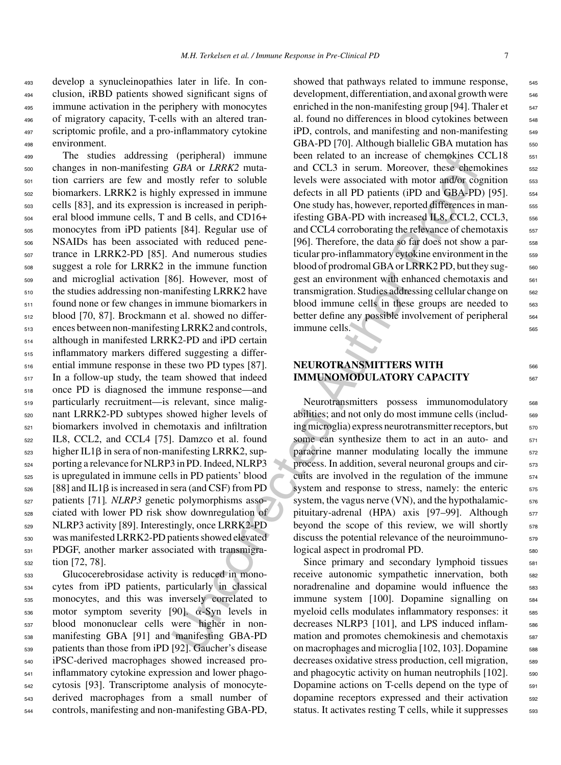develop a synucleinopathies later in life. In conclusion, iRBD patients showed significant signs of immune activation in the periphery with monocytes of migratory capacity, T-cells with an altered transcriptomic profile, and a pro-inflammatory cytokine environment.

The studies addressing (peripheral) immune changes in non-manifesting *GBA* or *LRRK2* mutation carriers are few and mostly refer to soluble biomarkers. LRRK2 is highly expressed in immune cells [83], and its expression is increased in peripheral blood immune cells, T and B cells, and CD16+ monocytes from iPD patients [84]. Regular use of NSAIDs has been associated with reduced penetrance in LRRK2-PD [85]. And numerous studies suggest a role for LRRK2 in the immune function and microglial activation [86]. However, most of the studies addressing non-manifesting LRRK2 have found none or few changes in immune biomarkers in blood [70, 87]. Brockmann et al. showed no differences between non-manifesting LRRK2 and controls, although in manifested LRRK2-PD and iPD certain inflammatory markers differed suggesting a differential immune response in these two PD types [87]. In a follow-up study, the team showed that indeed once PD is diagnosed the immune response—and particularly recruitment—is relevant, since malignant LRRK2-PD subtypes showed higher levels of biomarkers involved in chemotaxis and infiltration IL8, CCL2, and CCL4 [75]. Damzco et al. found higher IL1β in sera of non-manifesting LRRK2, supporting a relevance for NLRP3 in PD. Indeed, NLRP3 is upregulated in immune cells in PD patients' blood [88] and IL1β is increased in sera (and CSF) from PD patients [71]. *NLRP3* genetic polymorphisms associated with lower PD risk show downregulation of NLRP3 activity [89]. Interestingly, once LRRK2-PD was manifested LRRK2-PD patients showed elevated PDGF, another marker associated with transmigration [72, 78].

Glucocerebrosidase activity is reduced in monocytes from iPD patients, particularly in classical monocytes, and this was inversely correlated to motor symptom severity [90]. α-Syn levels in blood mononuclear cells were higher in non-manifesting GBA [91] and manifesting GBA-PD patients than those from iPD [92]. Gaucher's disease iPSC-derived macrophages showed increased pro-inflammatory cytokine expression and lower phagocytosis [93]. Transcriptome analysis of monocyte-derived macrophages from a small number of controls, manifesting and non-manifesting GBA-PD, showed that pathways related to immune response, development, differentiation, and axonal growth were enriched in the non-manifesting group [94]. Thaler et al. found no differences in blood cytokines between iPD, controls, and manifesting and non-manifesting GBA-PD [70]. Although biallelic GBA mutation has been related to an increase of chemokines CCL18 and CCL3 in serum. Moreover, these chemokines levels were associated with motor and/or cognition defects in all PD patients (iPD and GBA-PD) [95]. One study has, however, reported differences in manifesting GBA-PD with increased IL8, CCL2, CCL3, and CCL4 corroborating the relevance of chemotaxis [96]. Therefore, the data so far does not show a particular pro-inflammatory cytokine environment in the blood of prodromal GBA or LRRK2 PD, but they suggest an environment with enhanced chemotaxis and transmigration. Studies addressing cellular change on blood immune cells in these groups are needed to better define any possible involvement of peripheral immune cells.

## NEUROTRANSMITTERS WITH IMMUNOMODULATORY CAPACITY

Neurotransmitters possess immunomodulatory abilities; and not only do most immune cells (including microglia) express neurotransmitter receptors, but some can synthesize them to act in an auto- and paracrine manner modulating locally the immune process. In addition, several neuronal groups and circuits are involved in the regulation of the immune system and response to stress, namely: the enteric system, the vagus nerve (VN), and the hypothalamic-pituitary-adrenal (HPA) axis [97–99]. Although beyond the scope of this review, we will shortly discuss the potential relevance of the neuroimmunological aspect in prodromal PD.

Since primary and secondary lymphoid tissues receive autonomic sympathetic innervation, both noradrenaline and dopamine would influence the immune system [100]. Dopamine signalling on myeloid cells modulates inflammatory responses: it decreases NLRP3 [101], and LPS induced inflammation and promotes chemokinesis and chemotaxis on macrophages and microglia [102, 103]. Dopamine decreases oxidative stress production, cell migration, and phagocytic activity on human neutrophils [102]. Dopamine actions on T-cells depend on the type of dopamine receptors expressed and their activation status. It activates resting T cells, while it suppresses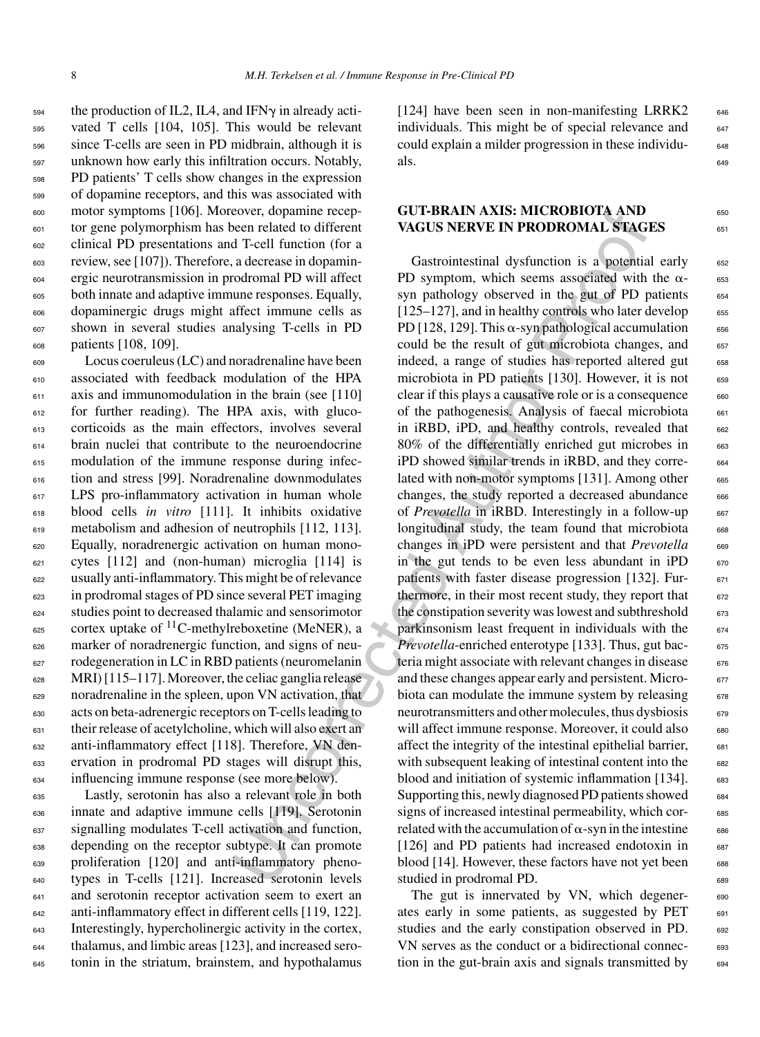the production of IL2, IL4, and IFNγ in already activated T cells [104, 105]. This would be relevant since T-cells are seen in PD midbrain, although it is unknown how early this infiltration occurs. Notably, PD patients' T cells show changes in the expression of dopamine receptors, and this was associated with motor symptoms [106]. Moreover, dopamine receptor gene polymorphism has been related to different clinical PD presentations and T-cell function (for a review, see [107]). Therefore, a decrease in dopaminergic neurotransmission in prodromal PD will affect both innate and adaptive immune responses. Equally, dopaminergic drugs might affect immune cells as shown in several studies analysing T-cells in PD patients [108, 109].

Locus coeruleus (LC) and noradrenaline have been associated with feedback modulation of the HPA axis and immunomodulation in the brain (see [110] for further reading). The HPA axis, with glucocorticoids as the main effectors, involves several brain nuclei that contribute to the neuroendocrine modulation of the immune response during infection and stress [99]. Noradrenaline downmodulates LPS pro-inflammatory activation in human whole blood cells *in vitro* [111]. It inhibits oxidative metabolism and adhesion of neutrophils [112, 113]. Equally, noradrenergic activation on human monocytes [112] and (non-human) microglia [114] is usually anti-inflammatory. This might be of relevance in prodromal stages of PD since several PET imaging studies point to decreased thalamic and sensorimotor cortex uptake of $^{11}$C-methylreboxetine (MeNER), a marker of noradrenergic function, and signs of neurodegeneration in LC in RBD patients (neuromelanin MRI) [115–117]. Moreover, the celiac ganglia release noradrenaline in the spleen, upon VN activation, that acts on beta-adrenergic receptors on T-cells leading to their release of acetylcholine, which will also exert an anti-inflammatory effect [118]. Therefore, VN denervation in prodromal PD stages will disrupt this, influencing immune response (see more below).

Lastly, serotonin has also a relevant role in both innate and adaptive immune cells [119]. Serotonin signalling modulates T-cell activation and function, depending on the receptor subtype. It can promote proliferation [120] and anti-inflammatory phenotypes in T-cells [121]. Increased serotonin levels and serotonin receptor activation seem to exert an anti-inflammatory effect in different cells [119, 122]. Interestingly, hypercholinergic activity in the cortex, thalamus, and limbic areas [123], and increased serotonin in the striatum, brainstem, and hypothalamus [124] have been seen in non-manifesting LRRK2 individuals. This might be of special relevance and could explain a milder progression in these individuals.

## GUT-BRAIN AXIS: MICROBIOTA AND VAGUS NERVE IN PRODROMAL STAGES

Gastrointestinal dysfunction is a potential early PD symptom, which seems associated with the α-syn pathology observed in the gut of PD patients [125–127], and in healthy controls who later develop PD [128, 129]. This α-syn pathological accumulation could be the result of gut microbiota changes, and indeed, a range of studies has reported altered gut microbiota in PD patients [130]. However, it is not clear if this plays a causative role or is a consequence of the pathogenesis. Analysis of faecal microbiota in iRBD, iPD, and healthy controls, revealed that 80% of the differentially enriched gut microbes in iPD showed similar trends in iRBD, and they correlated with non-motor symptoms [131]. Among other changes, the study reported a decreased abundance of *Prevotella* in iRBD. Interestingly in a follow-up longitudinal study, the team found that microbiota changes in iPD were persistent and that *Prevotella* in the gut tends to be even less abundant in iPD patients with faster disease progression [132]. Furthermore, in their most recent study, they report that the constipation severity was lowest and subthreshold parkinsonism least frequent in individuals with the *Prevotella*-enriched enterotype [133]. Thus, gut bacteria might associate with relevant changes in disease and these changes appear early and persistent. Microbiota can modulate the immune system by releasing neurotransmitters and other molecules, thus dysbiosis will affect immune response. Moreover, it could also affect the integrity of the intestinal epithelial barrier, with subsequent leaking of intestinal content into the blood and initiation of systemic inflammation [134]. Supporting this, newly diagnosed PD patients showed signs of increased intestinal permeability, which correlated with the accumulation of α-syn in the intestine [126] and PD patients had increased endotoxin in blood [14]. However, these factors have not yet been studied in prodromal PD.

The gut is innervated by VN, which degenerates early in some patients, as suggested by PET studies and the early constipation observed in PD. VN serves as the conduct or a bidirectional connection in the gut-brain axis and signals transmitted by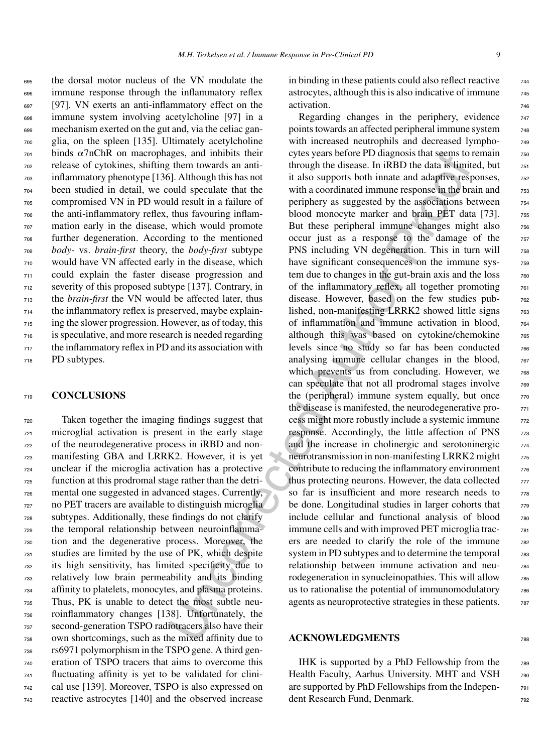the dorsal motor nucleus of the VN modulate the immune response through the inflammatory reflex [97]. VN exerts an anti-inflammatory effect on the immune system involving acetylcholine [97] in a mechanism exerted on the gut and, via the celiac ganglia, on the spleen [135]. Ultimately acetylcholine binds $\alpha$7nChR on macrophages, and inhibits their release of cytokines, shifting them towards an anti-inflammatory phenotype [136]. Although this has not been studied in detail, we could speculate that the compromised VN in PD would result in a failure of the anti-inflammatory reflex, thus favouring inflammation early in the disease, which would promote further degeneration. According to the mentioned *body-* vs. *brain-first* theory, the *body-first* subtype would have VN affected early in the disease, which could explain the faster disease progression and severity of this proposed subtype [137]. Contrary, in the *brain-first* the VN would be affected later, thus the inflammatory reflex is preserved, maybe explaining the slower progression. However, as of today, this is speculative, and more research is needed regarding the inflammatory reflex in PD and its association with PD subtypes.

## CONCLUSIONS

Taken together the imaging findings suggest that microglial activation is present in the early stage of the neurodegenerative process in iRBD and non-manifesting GBA and LRRK2. However, it is yet unclear if the microglia activation has a protective function at this prodromal stage rather than the detrimental one suggested in advanced stages. Currently, no PET tracers are available to distinguish microglia subtypes. Additionally, these findings do not clarify the temporal relationship between neuroinflammation and the degenerative process. Moreover, the studies are limited by the use of PK, which despite its high sensitivity, has limited specificity due to relatively low brain permeability and its binding affinity to platelets, monocytes, and plasma proteins. Thus, PK is unable to detect the most subtle neuroinflammatory changes [138]. Unfortunately, the second-generation TSPO radiotracers also have their own shortcomings, such as the mixed affinity due to rs6971 polymorphism in the TSPO gene. A third generation of TSPO tracers that aims to overcome this fluctuating affinity is yet to be validated for clinical use [139]. Moreover, TSPO is also expressed on reactive astrocytes [140] and the observed increase in binding in these patients could also reflect reactive astrocytes, although this is also indicative of immune activation.

Regarding changes in the periphery, evidence points towards an affected peripheral immune system with increased neutrophils and decreased lymphocytes years before PD diagnosis that seems to remain through the disease. In iRBD the data is limited, but it also supports both innate and adaptive responses, with a coordinated immune response in the brain and periphery as suggested by the associations between blood monocyte marker and brain PET data [73]. But these peripheral immune changes might also occur just as a response to the damage of the PNS including VN degeneration. This in turn will have significant consequences on the immune system due to changes in the gut-brain axis and the loss of the inflammatory reflex, all together promoting disease. However, based on the few studies published, non-manifesting LRRK2 showed little signs of inflammation and immune activation in blood, although this was based on cytokine/chemokine levels since no study so far has been conducted analysing immune cellular changes in the blood, which prevents us from concluding. However, we can speculate that not all prodromal stages involve the (peripheral) immune system equally, but once the disease is manifested, the neurodegenerative process might more robustly include a systemic immune response. Accordingly, the little affection of PNS and the increase in cholinergic and serotoninergic neurotransmission in non-manifesting LRRK2 might contribute to reducing the inflammatory environment thus protecting neurons. However, the data collected so far is insufficient and more research needs to be done. Longitudinal studies in larger cohorts that include cellular and functional analysis of blood immune cells and with improved PET microglia tracers are needed to clarify the role of the immune system in PD subtypes and to determine the temporal relationship between immune activation and neurodegeneration in synucleinopathies. This will allow us to rationalise the potential of immunomodulatory agents as neuroprotective strategies in these patients.

## ACKNOWLEDGMENTS

IHK is supported by a PhD Fellowship from the Health Faculty, Aarhus University. MHT and VSH are supported by PhD Fellowships from the Independent Research Fund, Denmark.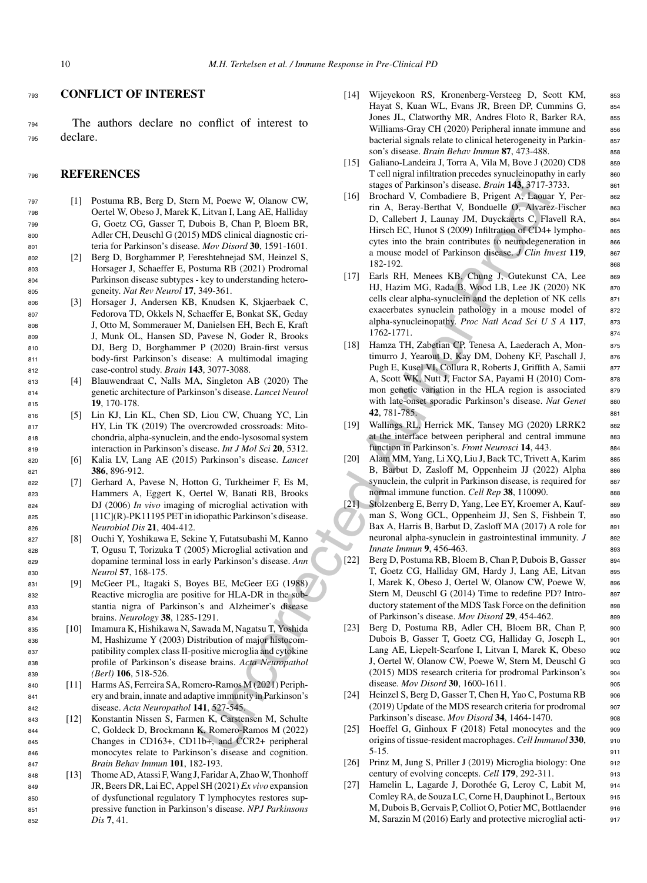## CONFLICT OF INTEREST

The authors declare no conflict of interest to declare.

## REFERENCES

[1] Postuma RB, Berg D, Stern M, Poewe W, Olanow CW, Oertel W, Obeso J, Marek K, Litvan I, Lang AE, Halliday G, Goetz CG, Gasser T, Dubois B, Chan P, Bloem BR, Adler CH, Deuschl G (2015) MDS clinical diagnostic criteria for Parkinson's disease. *Mov Disord* **30**, 1591-1601.

[2] Berg D, Borghammer P, Fereshtehnejad SM, Heinzel S, Horsager J, Schaeffer E, Postuma RB (2021) Prodromal Parkinson disease subtypes - key to understanding heterogeneity. *Nat Rev Neurol* **17**, 349-361.

[3] Horsager J, Andersen KB, Knudsen K, Skjaerbaek C, Fedorova TD, Okkels N, Schaeffer E, Bonkat SK, Geday J, Otto M, Sommerauer M, Danielsen EH, Bech E, Kraft J, Munk OL, Hansen SD, Pavese N, Goder R, Brooks DJ, Berg D, Borghammer P (2020) Brain-first versus body-first Parkinson's disease: A multimodal imaging case-control study. *Brain* **143**, 3077-3088.

[4] Blauwendraat C, Nalls MA, Singleton AB (2020) The genetic architecture of Parkinson's disease. *Lancet Neurol* **19**, 170-178.

[5] Lin KJ, Lin KL, Chen SD, Liou CW, Chuang YC, Lin HY, Lin TK (2019) The overcrowded crossroads: Mitochondria, alpha-synuclein, and the endo-lysosomal system interaction in Parkinson's disease. *Int J Mol Sci* **20**, 5312.

[6] Kalia LV, Lang AE (2015) Parkinson's disease. *Lancet* **386**, 896-912.

[7] Gerhard A, Pavese N, Hotton G, Turkheimer F, Es M, Hammers A, Eggert K, Oertel W, Banati RB, Brooks DJ (2006) *In vivo* imaging of microglial activation with [11C](R)-PK11195 PET in idiopathic Parkinson's disease. *Neurobiol Dis* **21**, 404-412.

[8] Ouchi Y, Yoshikawa E, Sekine Y, Futatsubashi M, Kanno T, Ogusu T, Torizuka T (2005) Microglial activation and dopamine terminal loss in early Parkinson's disease. *Ann Neurol* **57**, 168-175.

[9] McGeer PL, Itagaki S, Boyes BE, McGeer EG (1988) Reactive microglia are positive for HLA-DR in the substantia nigra of Parkinson's and Alzheimer's disease brains. *Neurology* **38**, 1285-1291.

[10] Imamura K, Hishikawa N, Sawada M, Nagatsu T, Yoshida M, Hashizume Y (2003) Distribution of major histocompatibility complex class II-positive microglia and cytokine profile of Parkinson's disease brains. *Acta Neuropathol (Berl)* **106**, 518-526.

[11] Harms AS, Ferreira SA, Romero-Ramos M (2021) Periphery and brain, innate and adaptive immunity in Parkinson's disease. *Acta Neuropathol* **141**, 527-545.

[12] Konstantin Nissen S, Farmen K, Carstensen M, Schulte C, Goldeck D, Brockmann K, Romero-Ramos M (2022) Changes in CD163+, CD11b+, and CCR2+ peripheral monocytes relate to Parkinson's disease and cognition. *Brain Behav Immun* **101**, 182-193.

[13] Thome AD, Atassi F, Wang J, Faridar A, Zhao W, Thonhoff JR, Beers DR, Lai EC, Appel SH (2021) *Ex vivo* expansion of dysfunctional regulatory T lymphocytes restores suppressive function in Parkinson's disease. *NPJ Parkinsons Dis* **7**, 41.

[14] Wijeyekoon RS, Kronenberg-Versteeg D, Scott KM, Hayat S, Kuan WL, Evans JR, Breen DP, Cummins G, Jones JL, Clatworthy MR, Andres Floto R, Barker RA, Williams-Gray CH (2020) Peripheral innate immune and bacterial signals relate to clinical heterogeneity in Parkinson's disease. *Brain Behav Immun* **87**, 473-488.

[15] Galiano-Landeira J, Torra A, Vila M, Bove J (2020) CD8 T cell nigral infiltration precedes synucleinopathy in early stages of Parkinson's disease. *Brain* **143**, 3717-3733.

[16] Brochard V, Combadiere B, Prigent A, Laouar Y, Perrin A, Beray-Berthat V, Bonduelle O, Alvarez-Fischer D, Callebert J, Launay JM, Duyckaerts C, Flavell RA, Hirsch EC, Hunot S (2009) Infiltration of CD4+ lymphocytes into the brain contributes to neurodegeneration in a mouse model of Parkinson disease. *J Clin Invest* **119**, 182-192.

[17] Earls RH, Menees KB, Chung J, Gutekunst CA, Lee HJ, Hazim MG, Rada B, Wood LB, Lee JK (2020) NK cells clear alpha-synuclein and the depletion of NK cells exacerbates synuclein pathology in a mouse model of alpha-synucleinopathy. *Proc Natl Acad Sci U S A* **117**, 1762-1771.

[18] Hamza TH, Zabetian CP, Tenesa A, Laederach A, Montimurro J, Yearout D, Kay DM, Doheny KF, Paschall J, Pugh E, Kusel VI, Collura R, Roberts J, Griffith A, Samii A, Scott WK, Nutt J, Factor SA, Payami H (2010) Common genetic variation in the HLA region is associated with late-onset sporadic Parkinson's disease. *Nat Genet* **42**, 781-785.

[19] Wallings RL, Herrick MK, Tansey MG (2020) LRRK2 at the interface between peripheral and central immune function in Parkinson's. *Front Neurosci* **14**, 443.

[20] Alam MM, Yang, Li XQ, Liu J, Back TC, Trivett A, Karim B, Barbut D, Zasloff M, Oppenheim JJ (2022) Alpha synuclein, the culprit in Parkinson disease, is required for normal immune function. *Cell Rep* **38**, 110090.

[21] Stolzenberg E, Berry D, Yang, Lee EY, Kroemer A, Kaufman S, Wong GCL, Oppenheim JJ, Sen S, Fishbein T, Bax A, Harris B, Barbut D, Zasloff MA (2017) A role for neuronal alpha-synuclein in gastrointestinal immunity. *J Innate Immun* **9**, 456-463.

[22] Berg D, Postuma RB, Bloem B, Chan P, Dubois B, Gasser T, Goetz CG, Halliday GM, Hardy J, Lang AE, Litvan I, Marek K, Obeso J, Oertel W, Olanow CW, Poewe W, Stern M, Deuschl G (2014) Time to redefine PD? Introductory statement of the MDS Task Force on the definition of Parkinson's disease. *Mov Disord* **29**, 454-462.

[23] Berg D, Postuma RB, Adler CH, Bloem BR, Chan P, Dubois B, Gasser T, Goetz CG, Halliday G, Joseph L, Lang AE, Liepelt-Scarfone I, Litvan I, Marek K, Obeso J, Oertel W, Olanow CW, Poewe W, Stern M, Deuschl G (2015) MDS research criteria for prodromal Parkinson's disease. *Mov Disord* **30**, 1600-1611.

[24] Heinzel S, Berg D, Gasser T, Chen H, Yao C, Postuma RB (2019) Update of the MDS research criteria for prodromal Parkinson's disease. *Mov Disord* **34**, 1464-1470.

[25] Hoeffel G, Ginhoux F (2018) Fetal monocytes and the origins of tissue-resident macrophages. *Cell Immunol* **330**, 5-15.

[26] Prinz M, Jung S, Priller J (2019) Microglia biology: One century of evolving concepts. *Cell* **179**, 292-311.

[27] Hamelin L, Lagarde J, Dorothée G, Leroy C, Labit M, Comley RA, de Souza LC, Corne H, Dauphinot L, Bertoux M, Dubois B, Gervais P, Colliot O, Potier MC, Bottlaender M, Sarazin M (2016) Early and protective microglial acti-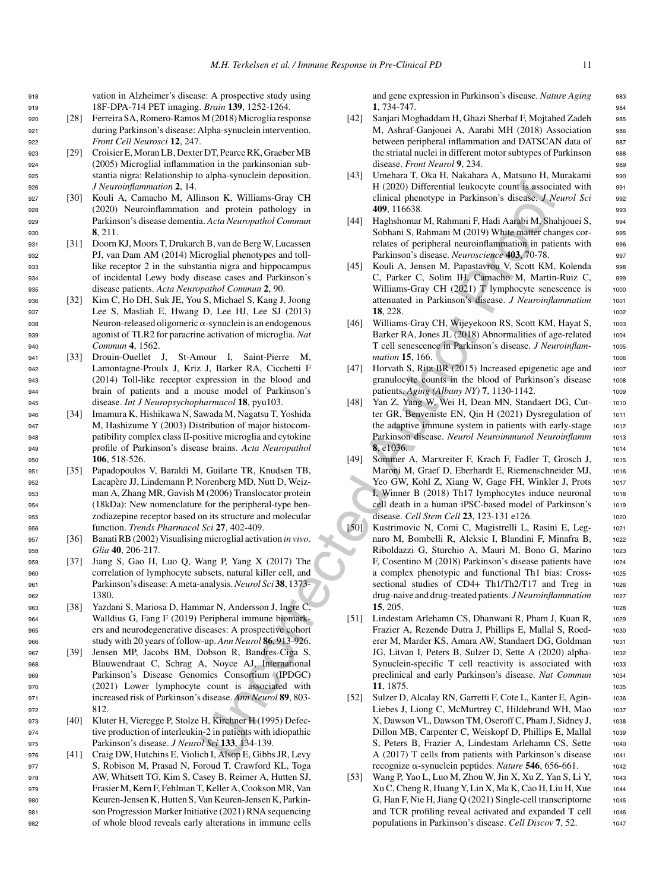vation in Alzheimer's disease: A prospective study using 18F-DPA-714 PET imaging. *Brain* **139**, 1252-1264.

[28] Ferreira SA, Romero-Ramos M (2018) Microglia response during Parkinson's disease: Alpha-synuclein intervention. *Front Cell Neurosci* **12**, 247.

[29] Croisier E, Moran LB, Dexter DT, Pearce RK, Graeber MB (2005) Microglial inflammation in the parkinsonian substantia nigra: Relationship to alpha-synuclein deposition. *J Neuroinflammation* **2**, 14.

[30] Kouli A, Camacho M, Allinson K, Williams-Gray CH (2020) Neuroinflammation and protein pathology in Parkinson's disease dementia. *Acta Neuropathol Commun* **8**, 211.

[31] Doorn KJ, Moors T, Drukarch B, van de Berg W, Lucassen PJ, van Dam AM (2014) Microglial phenotypes and toll-like receptor 2 in the substantia nigra and hippocampus of incidental Lewy body disease cases and Parkinson's disease patients. *Acta Neuropathol Commun* **2**, 90.

[32] Kim C, Ho DH, Suk JE, You S, Michael S, Kang J, Joong Lee S, Masliah E, Hwang D, Lee HJ, Lee SJ (2013) Neuron-released oligomeric α-synuclein is an endogenous agonist of TLR2 for paracrine activation of microglia. *Nat Commun* **4**, 1562.

[33] Drouin-Ouellet J, St-Amour I, Saint-Pierre M, Lamontagne-Proulx J, Kriz J, Barker RA, Cicchetti F (2014) Toll-like receptor expression in the blood and brain of patients and a mouse model of Parkinson's disease. *Int J Neuropsychopharmacol* **18**, pyu103.

[34] Imamura K, Hishikawa N, Sawada M, Nagatsu T, Yoshida M, Hashizume Y (2003) Distribution of major histocompatibility complex class II-positive microglia and cytokine profile of Parkinson's disease brains. *Acta Neuropathol* **106**, 518-526.

[35] Papadopoulos V, Baraldi M, Guilarte TR, Knudsen TB, Lacapère JJ, Lindemann P, Norenberg MD, Nutt D, Weizman A, Zhang MR, Gavish M (2006) Translocator protein (18kDa): New nomenclature for the peripheral-type benzodiazepine receptor based on its structure and molecular function. *Trends Pharmacol Sci* **27**, 402-409.

[36] Banati RB (2002) Visualising microglial activation *in vivo*. *Glia* **40**, 206-217.

[37] Jiang S, Gao H, Luo Q, Wang P, Yang X (2017) The correlation of lymphocyte subsets, natural killer cell, and Parkinson's disease: A meta-analysis. *Neurol Sci* **38**, 1373-1380.

[38] Yazdani S, Mariosa D, Hammar N, Andersson J, Ingre C, Walldius G, Fang F (2019) Peripheral immune biomarkers and neurodegenerative diseases: A prospective cohort study with 20 years of follow-up. *Ann Neurol* **86**, 913-926.

[39] Jensen MP, Jacobs BM, Dobson R, Bandres-Ciga S, Blauwendraat C, Schrag A, Noyce AJ, International Parkinson's Disease Genomics Consortium (IPDGC) (2021) Lower lymphocyte count is associated with increased risk of Parkinson's disease. *Ann Neurol* **89**, 803-812.

[40] Kluter H, Vieregge P, Stolze H, Kirchner H (1995) Defective production of interleukin-2 in patients with idiopathic Parkinson's disease. *J Neurol Sci* **133**, 134-139.

[41] Craig DW, Hutchins E, Violich I, Alsop E, Gibbs JR, Levy S, Robison M, Prasad N, Foroud T, Crawford KL, Toga AW, Whitsett TG, Kim S, Casey B, Reimer A, Hutten SJ, Frasier M, Kern F, Fehlman T, Keller A, Cookson MR, Van Keuren-Jensen K, Hutten S, Van Keuren-Jensen K, Parkinson Progression Marker Initiative (2021) RNA sequencing of whole blood reveals early alterations in immune cells and gene expression in Parkinson's disease. *Nature Aging* **1**, 734-747.

[42] Sanjari Moghaddam H, Ghazi Sherbaf F, Mojtahed Zadeh M, Ashraf-Ganjouei A, Aarabi MH (2018) Association between peripheral inflammation and DATSCAN data of the striatal nuclei in different motor subtypes of Parkinson disease. *Front Neurol* **9**, 234.

[43] Umehara T, Oka H, Nakahara A, Matsuno H, Murakami H (2020) Differential leukocyte count is associated with clinical phenotype in Parkinson's disease. *J Neurol Sci* **409**, 116638.

[44] Haghshomar M, Rahmani F, Hadi Aarabi M, Shahjouei S, Sobhani S, Rahmani M (2019) White matter changes correlates of peripheral neuroinflammation in patients with Parkinson's disease. *Neuroscience* **403**, 70-78.

[45] Kouli A, Jensen M, Papastavrou V, Scott KM, Kolenda C, Parker C, Solim IH, Camacho M, Martin-Ruiz C, Williams-Gray CH (2021) T lymphocyte senescence is attenuated in Parkinson's disease. *J Neuroinflammation* **18**, 228.

[46] Williams-Gray CH, Wijeyekoon RS, Scott KM, Hayat S, Barker RA, Jones JL (2018) Abnormalities of age-related T cell senescence in Parkinson's disease. *J Neuroinflammation* **15**, 166.

[47] Horvath S, Ritz BR (2015) Increased epigenetic age and granulocyte counts in the blood of Parkinson's disease patients. *Aging (Albany NY)* **7**, 1130-1142.

[48] Yan Z, Yang W, Wei H, Dean MN, Standaert DG, Cutter GR, Benveniste EN, Qin H (2021) Dysregulation of the adaptive immune system in patients with early-stage Parkinson disease. *Neurol Neuroimmunol Neuroinflamm* **8**, e1036.

[49] Sommer A, Marxreiter F, Krach F, Fadler T, Grosch J, Maroni M, Graef D, Eberhardt E, Riemenschneider MJ, Yeo GW, Kohl Z, Xiang W, Gage FH, Winkler J, Prots I, Winner B (2018) Th17 lymphocytes induce neuronal cell death in a human iPSC-based model of Parkinson's disease. *Cell Stem Cell* **23**, 123-131 e126.

[50] Kustrimovic N, Comi C, Magistrelli L, Rasini E, Legnaro M, Bombelli R, Aleksic I, Blandini F, Minafra B, Riboldazzi G, Sturchio A, Mauri M, Bono G, Marino F, Cosentino M (2018) Parkinson's disease patients have a complex phenotypic and functional Th1 bias: Cross-sectional studies of CD4+ Th1/Th2/T17 and Treg in drug-naive and drug-treated patients. *J Neuroinflammation* **15**, 205.

[51] Lindestam Arlehamn CS, Dhanwani R, Pham J, Kuan R, Frazier A, Rezende Dutra J, Phillips E, Mallal S, Roederer M, Marder KS, Amara AW, Standaert DG, Goldman JG, Litvan I, Peters B, Sulzer D, Sette A (2020) alpha-Synuclein-specific T cell reactivity is associated with preclinical and early Parkinson's disease. *Nat Commun* **11**, 1875.

[52] Sulzer D, Alcalay RN, Garretti F, Cote L, Kanter E, Agin-Liebes J, Liong C, McMurtrey C, Hildebrand WH, Mao X, Dawson VL, Dawson TM, Oseroff C, Pham J, Sidney J, Dillon MB, Carpenter C, Weiskopf D, Phillips E, Mallal S, Peters B, Frazier A, Lindestam Arlehamn CS, Sette A (2017) T cells from patients with Parkinson's disease recognize α-synuclein peptides. *Nature* **546**, 656-661.

[53] Wang P, Yao L, Luo M, Zhou W, Jin X, Xu Z, Yan S, Li Y, Xu C, Cheng R, Huang Y, Lin X, Ma K, Cao H, Liu H, Xue G, Han F, Nie H, Jiang Q (2021) Single-cell transcriptome and TCR profiling reveal activated and expanded T cell populations in Parkinson's disease. *Cell Discov* **7**, 52.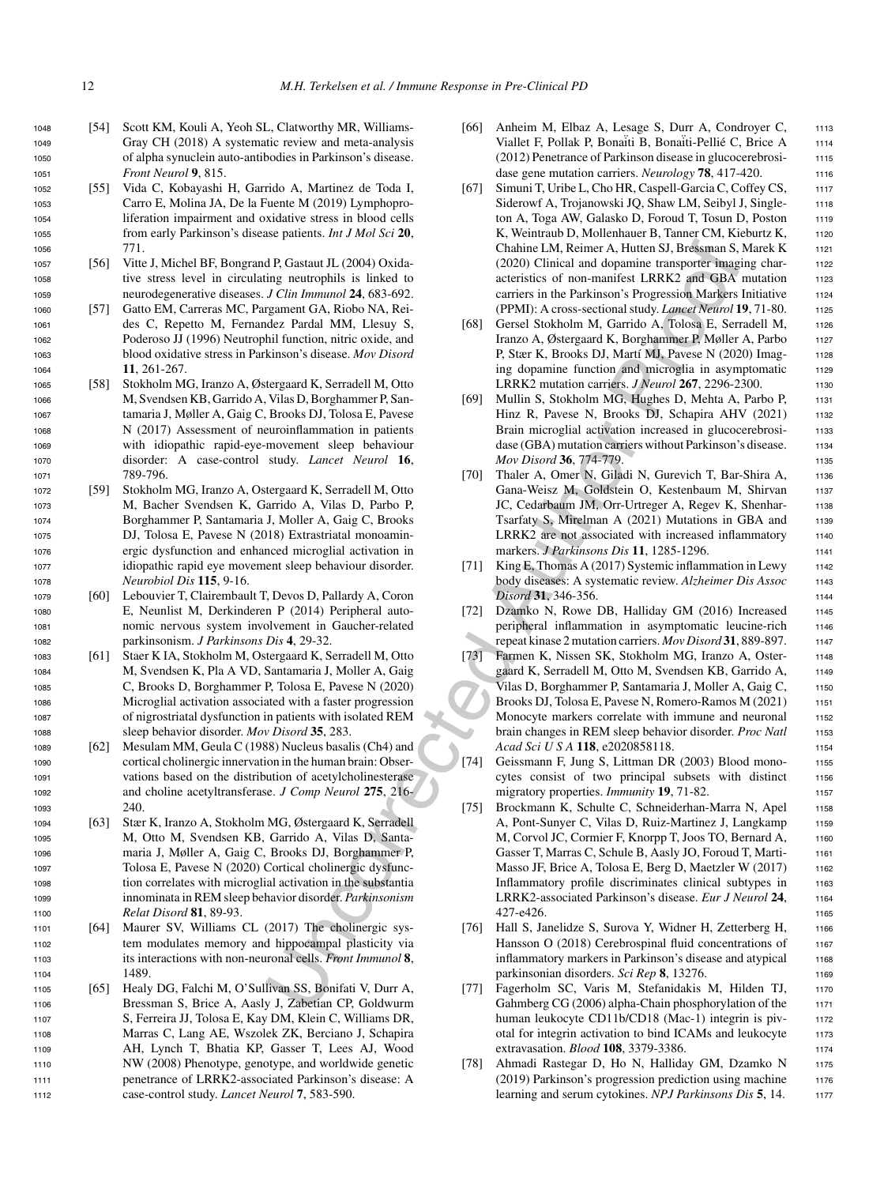[54] Scott KM, Kouli A, Yeoh SL, Clatworthy MR, Williams-Gray CH (2018) A systematic review and meta-analysis of alpha synuclein auto-antibodies in Parkinson's disease. *Front Neurol* **9**, 815.

[55] Vida C, Kobayashi H, Garrido A, Martinez de Toda I, Carro E, Molina JA, De la Fuente M (2019) Lymphoproliferation impairment and oxidative stress in blood cells from early Parkinson's disease patients. *Int J Mol Sci* **20**, 771.

[56] Vitte J, Michel BF, Bongrand P, Gastaut JL (2004) Oxidative stress level in circulating neutrophils is linked to neurodegenerative diseases. *J Clin Immunol* **24**, 683-692.

[57] Gatto EM, Carreras MC, Pargament GA, Riobo NA, Reides C, Repetto M, Fernandez Pardal MM, Llesuy S, Poderoso JJ (1996) Neutrophil function, nitric oxide, and blood oxidative stress in Parkinson's disease. *Mov Disord* **11**, 261-267.

[58] Stokholm MG, Iranzo A, Østergaard K, Serradell M, Otto M, Svendsen KB, Garrido A, Vilas D, Borghammer P, Santamaria J, Møller A, Gaig C, Brooks DJ, Tolosa E, Pavese N (2017) Assessment of neuroinflammation in patients with idiopathic rapid-eye-movement sleep behaviour disorder: A case-control study. *Lancet Neurol* **16**, 789-796.

[59] Stokholm MG, Iranzo A, Ostergaard K, Serradell M, Otto M, Bacher Svendsen K, Garrido A, Vilas D, Parbo P, Borghammer P, Santamaria J, Moller A, Gaig C, Brooks DJ, Tolosa E, Pavese N (2018) Extrastriatal monoaminergic dysfunction and enhanced microglial activation in idiopathic rapid eye movement sleep behaviour disorder. *Neurobiol Dis* **115**, 9-16.

[60] Lebouvier T, Clairembault T, Devos D, Pallardy A, Coron E, Neunlist M, Derkinderen P (2014) Peripheral autonomic nervous system involvement in Gaucher-related parkinsonism. *J Parkinsons Dis* **4**, 29-32.

[61] Staer K IA, Stokholm M, Ostergaard K, Serradell M, Otto M, Svendsen K, Pla A VD, Santamaria J, Moller A, Gaig C, Brooks D, Borghammer P, Tolosa E, Pavese N (2020) Microglial activation associated with a faster progression of nigrostriatal dysfunction in patients with isolated REM sleep behavior disorder. *Mov Disord* **35**, 283.

[62] Mesulam MM, Geula C (1988) Nucleus basalis (Ch4) and cortical cholinergic innervation in the human brain: Observations based on the distribution of acetylcholinesterase and choline acetyltransferase. *J Comp Neurol* **275**, 216-240.

[63] Stær K, Iranzo A, Stokholm MG, Østergaard K, Serradell M, Otto M, Svendsen KB, Garrido A, Vilas D, Santamaria J, Møller A, Gaig C, Brooks DJ, Borghammer P, Tolosa E, Pavese N (2020) Cortical cholinergic dysfunction correlates with microglial activation in the substantia innominata in REM sleep behavior disorder. *Parkinsonism Relat Disord* **81**, 89-93.

[64] Maurer SV, Williams CL (2017) The cholinergic system modulates memory and hippocampal plasticity via its interactions with non-neuronal cells. *Front Immunol* **8**, 1489.

[65] Healy DG, Falchi M, O'Sullivan SS, Bonifati V, Durr A, Bressman S, Brice A, Aasly J, Zabetian CP, Goldwurm S, Ferreira JJ, Tolosa E, Kay DM, Klein C, Williams DR, Marras C, Lang AE, Wszolek ZK, Berciano J, Schapira AH, Lynch T, Bhatia KP, Gasser T, Lees AJ, Wood NW (2008) Phenotype, genotype, and worldwide genetic penetrance of LRRK2-associated Parkinson's disease: A case-control study. *Lancet Neurol* **7**, 583-590.

[66] Anheim M, Elbaz A, Lesage S, Durr A, Condroyer C, Viallet F, Pollak P, Bonaïti B, Bonaïti-Pellié C, Brice A (2012) Penetrance of Parkinson disease in glucocerebrosidase gene mutation carriers. *Neurology* **78**, 417-420.

[67] Simuni T, Uribe L, Cho HR, Caspell-Garcia C, Coffey CS, Siderowf A, Trojanowski JQ, Shaw LM, Seibyl J, Singleton A, Toga AW, Galasko D, Foroud T, Tosun D, Poston K, Weintraub D, Mollenhauer B, Tanner CM, Kieburtz K, Chahine LM, Reimer A, Hutten SJ, Bressman S, Marek K (2020) Clinical and dopamine transporter imaging characteristics of non-manifest LRRK2 and GBA mutation carriers in the Parkinson's Progression Markers Initiative (PPMI): A cross-sectional study. *Lancet Neurol* **19**, 71-80.

[68] Gersel Stokholm M, Garrido A, Tolosa E, Serradell M, Iranzo A, Østergaard K, Borghammer P, Møller A, Parbo P, Stær K, Brooks DJ, Martí MJ, Pavese N (2020) Imaging dopamine function and microglia in asymptomatic LRRK2 mutation carriers. *J Neurol* **267**, 2296-2300.

[69] Mullin S, Stokholm MG, Hughes D, Mehta A, Parbo P, Hinz R, Pavese N, Brooks DJ, Schapira AHV (2021) Brain microglial activation increased in glucocerebrosidase (GBA) mutation carriers without Parkinson's disease. *Mov Disord* **36**, 774-779.

[70] Thaler A, Omer N, Giladi N, Gurevich T, Bar-Shira A, Gana-Weisz M, Goldstein O, Kestenbaum M, Shirvan JC, Cedarbaum JM, Orr-Urtreger A, Regev K, Shenhar-Tsarfaty S, Mirelman A (2021) Mutations in GBA and LRRK2 are not associated with increased inflammatory markers. *J Parkinsons Dis* **11**, 1285-1296.

[71] King E, Thomas A (2017) Systemic inflammation in Lewy body diseases: A systematic review. *Alzheimer Dis Assoc Disord* **31**, 346-356.

[72] Dzamko N, Rowe DB, Halliday GM (2016) Increased peripheral inflammation in asymptomatic leucine-rich repeat kinase 2 mutation carriers. *Mov Disord* **31**, 889-897.

[73] Farmen K, Nissen SK, Stokholm MG, Iranzo A, Ostergaard K, Serradell M, Otto M, Svendsen KB, Garrido A, Vilas D, Borghammer P, Santamaria J, Moller A, Gaig C, Brooks DJ, Tolosa E, Pavese N, Romero-Ramos M (2021) Monocyte markers correlate with immune and neuronal brain changes in REM sleep behavior disorder. *Proc Natl Acad Sci U S A* **118**, e2020858118.

[74] Geissmann F, Jung S, Littman DR (2003) Blood monocytes consist of two principal subsets with distinct migratory properties. *Immunity* **19**, 71-82.

[75] Brockmann K, Schulte C, Schneiderhan-Marra N, Apel A, Pont-Sunyer C, Vilas D, Ruiz-Martinez J, Langkamp M, Corvol JC, Cormier F, Knorpp T, Joos TO, Bernard A, Gasser T, Marras C, Schule B, Aasly JO, Foroud T, Marti-Masso JF, Brice A, Tolosa E, Berg D, Maetzler W (2017) Inflammatory profile discriminates clinical subtypes in LRRK2-associated Parkinson's disease. *Eur J Neurol* **24**, 427-e426.

[76] Hall S, Janelidze S, Surova Y, Widner H, Zetterberg H, Hansson O (2018) Cerebrospinal fluid concentrations of inflammatory markers in Parkinson's disease and atypical parkinsonian disorders. *Sci Rep* **8**, 13276.

[77] Fagerholm SC, Varis M, Stefanidakis M, Hilden TJ, Gahmberg CG (2006) alpha-Chain phosphorylation of the human leukocyte CD11b/CD18 (Mac-1) integrin is pivotal for integrin activation to bind ICAMs and leukocyte extravasation. *Blood* **108**, 3379-3386.

[78] Ahmadi Rastegar D, Ho N, Halliday GM, Dzamko N (2019) Parkinson's progression prediction using machine learning and serum cytokines. *NPJ Parkinsons Dis* **5**, 14.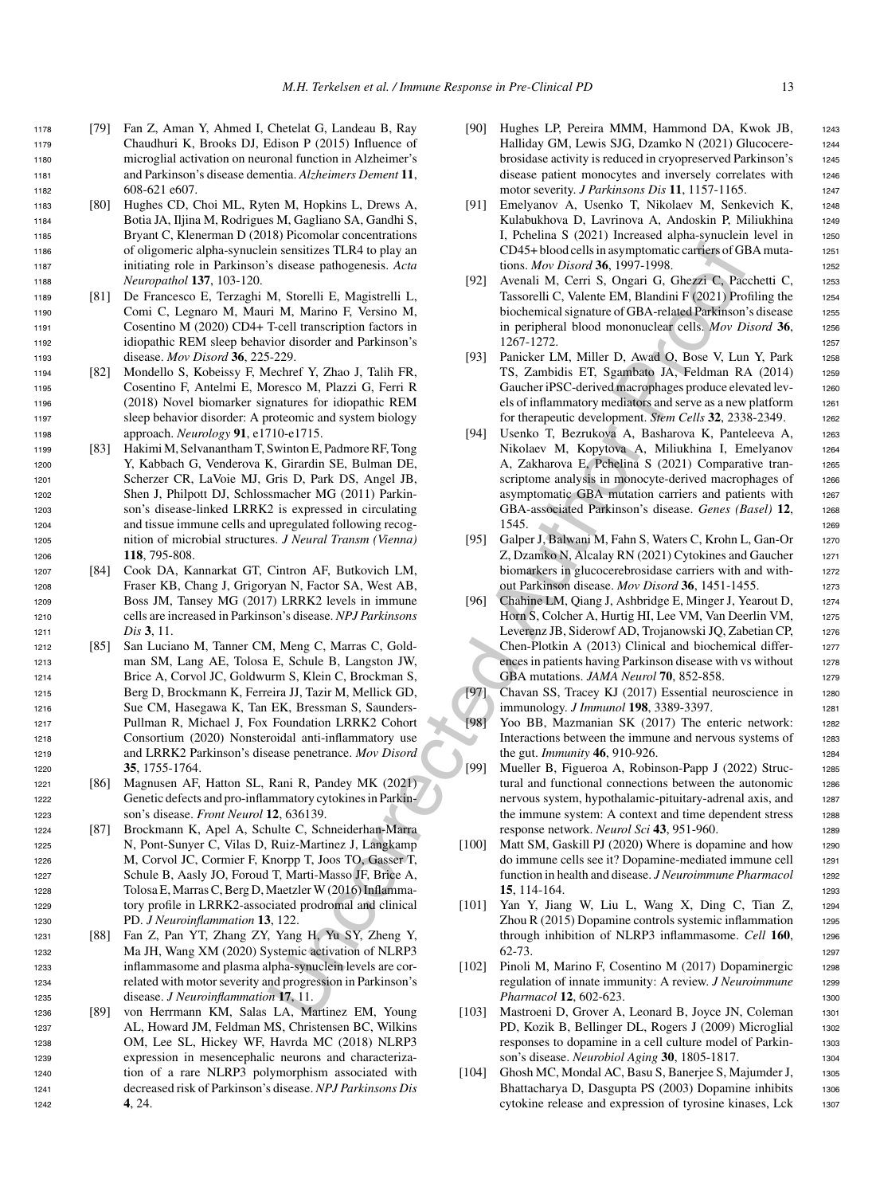[79] Fan Z, Aman Y, Ahmed I, Chetelat G, Landeau B, Ray Chaudhuri K, Brooks DJ, Edison P (2015) Influence of microglial activation on neuronal function in Alzheimer's and Parkinson's disease dementia. *Alzheimers Dement* **11**, 608-621 e607.

[80] Hughes CD, Choi ML, Ryten M, Hopkins L, Drews A, Botia JA, Iljina M, Rodrigues M, Gagliano SA, Gandhi S, Bryant C, Klenerman D (2018) Picomolar concentrations of oligomeric alpha-synuclein sensitizes TLR4 to play an initiating role in Parkinson's disease pathogenesis. *Acta Neuropathol* **137**, 103-120.

[81] De Francesco E, Terzaghi M, Storelli E, Magistrelli L, Comi C, Legnaro M, Mauri M, Marino F, Versino M, Cosentino M (2020) CD4+ T-cell transcription factors in idiopathic REM sleep behavior disorder and Parkinson's disease. *Mov Disord* **36**, 225-229.

[82] Mondello S, Kobeissy F, Mechref Y, Zhao J, Talih FR, Cosentino F, Antelmi E, Moresco M, Plazzi G, Ferri R (2018) Novel biomarker signatures for idiopathic REM sleep behavior disorder: A proteomic and system biology approach. *Neurology* **91**, e1710-e1715.

[83] Hakimi M, Selvanantham T, Swinton E, Padmore RF, Tong Y, Kabbach G, Venderova K, Girardin SE, Bulman DE, Scherzer CR, LaVoie MJ, Gris D, Park DS, Angel JB, Shen J, Philpott DJ, Schlossmacher MG (2011) Parkinson's disease-linked LRRK2 is expressed in circulating and tissue immune cells and upregulated following recognition of microbial structures. *J Neural Transm (Vienna)* **118**, 795-808.

[84] Cook DA, Kannarkat GT, Cintron AF, Butkovich LM, Fraser KB, Chang J, Grigoryan N, Factor SA, West AB, Boss JM, Tansey MG (2017) LRRK2 levels in immune cells are increased in Parkinson's disease. *NPJ Parkinsons Dis* **3**, 11.

[85] San Luciano M, Tanner CM, Meng C, Marras C, Goldman SM, Lang AE, Tolosa E, Schule B, Langston JW, Brice A, Corvol JC, Goldwurm S, Klein C, Brockman S, Berg D, Brockmann K, Ferreira JJ, Tazir M, Mellick GD, Sue CM, Hasegawa K, Tan EK, Bressman S, Saunders-Pullman R, Michael J, Fox Foundation LRRK2 Cohort Consortium (2020) Nonsteroidal anti-inflammatory use and LRRK2 Parkinson's disease penetrance. *Mov Disord* **35**, 1755-1764.

[86] Magnusen AF, Hatton SL, Rani R, Pandey MK (2021) Genetic defects and pro-inflammatory cytokines in Parkinson's disease. *Front Neurol* **12**, 636139.

[87] Brockmann K, Apel A, Schulte C, Schneiderhan-Marra N, Pont-Sunyer C, Vilas D, Ruiz-Martinez J, Langkamp M, Corvol JC, Cormier F, Knorpp T, Joos TO, Gasser T, Schule B, Aasly JO, Foroud T, Marti-Masso JF, Brice A, Tolosa E, Marras C, Berg D, Maetzler W (2016) Inflammatory profile in LRRK2-associated prodromal and clinical PD. *J Neuroinflammation* **13**, 122.

[88] Fan Z, Pan YT, Zhang ZY, Yang H, Yu SY, Zheng Y, Ma JH, Wang XM (2020) Systemic activation of NLRP3 inflammasome and plasma alpha-synuclein levels are correlated with motor severity and progression in Parkinson's disease. *J Neuroinflammation* **17**, 11.

[89] von Herrmann KM, Salas LA, Martinez EM, Young AL, Howard JM, Feldman MS, Christensen BC, Wilkins OM, Lee SL, Hickey WF, Havrda MC (2018) NLRP3 expression in mesencephalic neurons and characterization of a rare NLRP3 polymorphism associated with decreased risk of Parkinson's disease. *NPJ Parkinsons Dis* **4**, 24.

[90] Hughes LP, Pereira MMM, Hammond DA, Kwok JB, Halliday GM, Lewis SJG, Dzamko N (2021) Glucocerebrosidase activity is reduced in cryopreserved Parkinson's disease patient monocytes and inversely correlates with motor severity. *J Parkinsons Dis* **11**, 1157-1165.

[91] Emelyanov A, Usenko T, Nikolaev M, Senkevich K, Kulabukhova D, Lavrinova A, Andoskin P, Miliukhina I, Pchelina S (2021) Increased alpha-synuclein level in CD45+ blood cells in asymptomatic carriers of GBA mutations. *Mov Disord* **36**, 1997-1998.

[92] Avenali M, Cerri S, Ongari G, Ghezzi C, Pacchetti C, Tassorelli C, Valente EM, Blandini F (2021) Profiling the biochemical signature of GBA-related Parkinson's disease in peripheral blood mononuclear cells. *Mov Disord* **36**, 1267-1272.

[93] Panicker LM, Miller D, Awad O, Bose V, Lun Y, Park TS, Zambidis ET, Sgambato JA, Feldman RA (2014) Gaucher iPSC-derived macrophages produce elevated levels of inflammatory mediators and serve as a new platform for therapeutic development. *Stem Cells* **32**, 2338-2349.

[94] Usenko T, Bezrukova A, Basharova K, Panteleeva A, Nikolaev M, Kopytova A, Miliukhina I, Emelyanov A, Zakharova E, Pchelina S (2021) Comparative transcriptome analysis in monocyte-derived macrophages of asymptomatic GBA mutation carriers and patients with GBA-associated Parkinson's disease. *Genes (Basel)* **12**, 1545.

[95] Galper J, Balwani M, Fahn S, Waters C, Krohn L, Gan-Or Z, Dzamko N, Alcalay RN (2021) Cytokines and Gaucher biomarkers in glucocerebrosidase carriers with and without Parkinson disease. *Mov Disord* **36**, 1451-1455.

[96] Chahine LM, Qiang J, Ashbridge E, Minger J, Yearout D, Horn S, Colcher A, Hurtig HI, Lee VM, Van Deerlin VM, Leverenz JB, Siderowf AD, Trojanowski JQ, Zabetian CP, Chen-Plotkin A (2013) Clinical and biochemical differences in patients having Parkinson disease with vs without GBA mutations. *JAMA Neurol* **70**, 852-858.

[97] Chavan SS, Tracey KJ (2017) Essential neuroscience in immunology. *J Immunol* **198**, 3389-3397.

[98] Yoo BB, Mazmanian SK (2017) The enteric network: Interactions between the immune and nervous systems of the gut. *Immunity* **46**, 910-926.

[99] Mueller B, Figueroa A, Robinson-Papp J (2022) Structural and functional connections between the autonomic nervous system, hypothalamic-pituitary-adrenal axis, and the immune system: A context and time dependent stress response network. *Neurol Sci* **43**, 951-960.

[100] Matt SM, Gaskill PJ (2020) Where is dopamine and how do immune cells see it? Dopamine-mediated immune cell function in health and disease. *J Neuroimmune Pharmacol* **15**, 114-164.

[101] Yan Y, Jiang W, Liu L, Wang X, Ding C, Tian Z, Zhou R (2015) Dopamine controls systemic inflammation through inhibition of NLRP3 inflammasome. *Cell* **160**, 62-73.

[102] Pinoli M, Marino F, Cosentino M (2017) Dopaminergic regulation of innate immunity: A review. *J Neuroimmune Pharmacol* **12**, 602-623.

[103] Mastroeni D, Grover A, Leonard B, Joyce JN, Coleman PD, Kozik B, Bellinger DL, Rogers J (2009) Microglial responses to dopamine in a cell culture model of Parkinson's disease. *Neurobiol Aging* **30**, 1805-1817.

[104] Ghosh MC, Mondal AC, Basu S, Banerjee S, Majumder J, Bhattacharya D, Dasgupta PS (2003) Dopamine inhibits cytokine release and expression of tyrosine kinases, Lck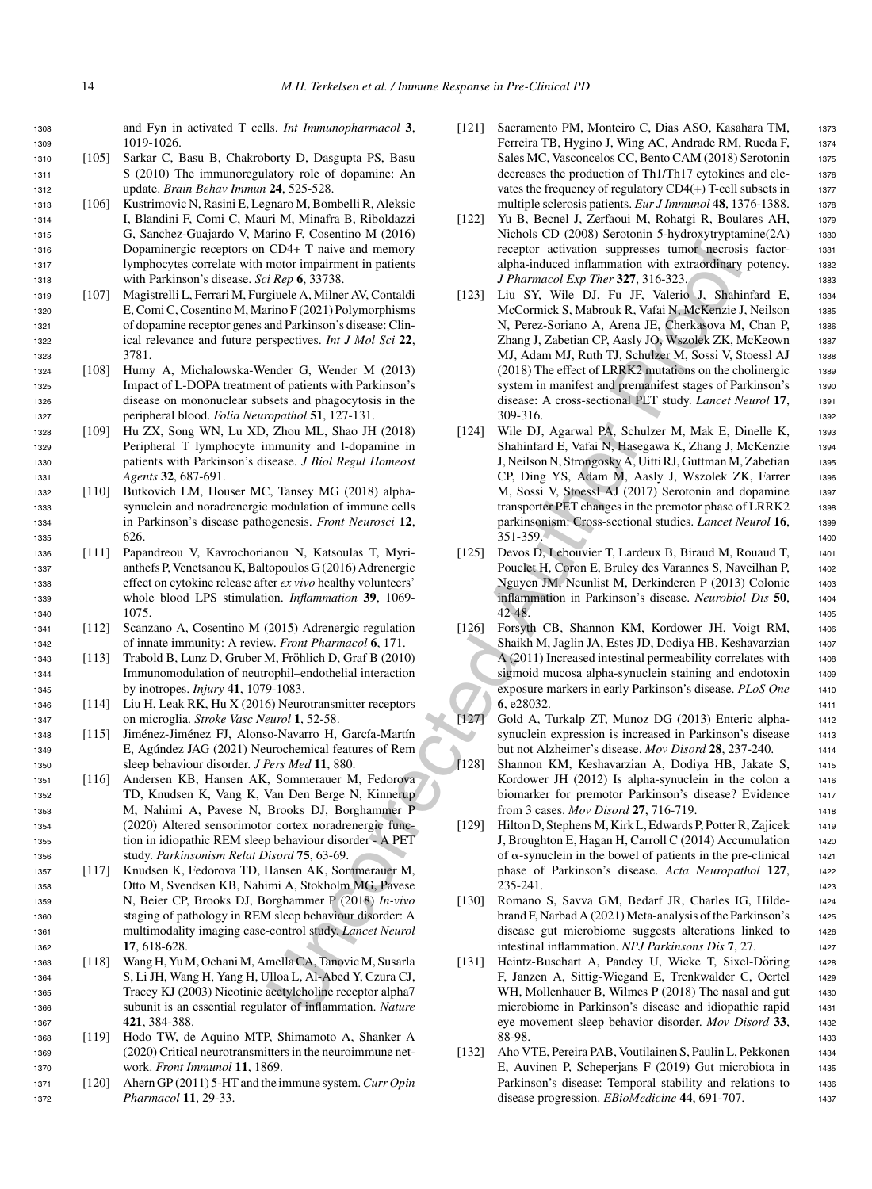and Fyn in activated T cells. *Int Immunopharmacol* **3**, 1019-1026.

[105] Sarkar C, Basu B, Chakroborty D, Dasgupta PS, Basu S (2010) The immunoregulatory role of dopamine: An update. *Brain Behav Immun* **24**, 525-528.

[106] Kustrimovic N, Rasini E, Legnaro M, Bombelli R, Aleksic I, Blandini F, Comi C, Mauri M, Minafra B, Riboldazzi G, Sanchez-Guajardo V, Marino F, Cosentino M (2016) Dopaminergic receptors on CD4+ T naive and memory lymphocytes correlate with motor impairment in patients with Parkinson's disease. *Sci Rep* **6**, 33738.

[107] Magistrelli L, Ferrari M, Furgiuele A, Milner AV, Contaldi E, Comi C, Cosentino M, Marino F (2021) Polymorphisms of dopamine receptor genes and Parkinson's disease: Clinical relevance and future perspectives. *Int J Mol Sci* **22**, 3781.

[108] Hurny A, Michalowska-Wender G, Wender M (2013) Impact of L-DOPA treatment of patients with Parkinson's disease on mononuclear subsets and phagocytosis in the peripheral blood. *Folia Neuropathol* **51**, 127-131.

[109] Hu ZX, Song WN, Lu XD, Zhou ML, Shao JH (2018) Peripheral T lymphocyte immunity and l-dopamine in patients with Parkinson's disease. *J Biol Regul Homeost Agents* **32**, 687-691.

[110] Butkovich LM, Houser MC, Tansey MG (2018) alpha-synuclein and noradrenergic modulation of immune cells in Parkinson's disease pathogenesis. *Front Neurosci* **12**, 626.

[111] Papandreou V, Kavrochorianou N, Katsoulas T, Myrianthefs P, Venetsanou K, Baltopoulos G (2016) Adrenergic effect on cytokine release after *ex vivo* healthy volunteers' whole blood LPS stimulation. *Inflammation* **39**, 1069-1075.

[112] Scanzano A, Cosentino M (2015) Adrenergic regulation of innate immunity: A review. *Front Pharmacol* **6**, 171.

[113] Trabold B, Lunz D, Gruber M, Fröhlich D, Graf B (2010) Immunomodulation of neutrophil–endothelial interaction by inotropes. *Injury* **41**, 1079-1083.

[114] Liu H, Leak RK, Hu X (2016) Neurotransmitter receptors on microglia. *Stroke Vasc Neurol* **1**, 52-58.

[115] Jiménez-Jiménez FJ, Alonso-Navarro H, García-Martín E, Agúndez JAG (2021) Neurochemical features of Rem sleep behaviour disorder. *J Pers Med* **11**, 880.

[116] Andersen KB, Hansen AK, Sommerauer M, Fedorova TD, Knudsen K, Vang K, Van Den Berge N, Kinnerup M, Nahimi A, Pavese N, Brooks DJ, Borghammer P (2020) Altered sensorimotor cortex noradrenergic function in idiopathic REM sleep behaviour disorder - A PET study. *Parkinsonism Relat Disord* **75**, 63-69.

[117] Knudsen K, Fedorova TD, Hansen AK, Sommerauer M, Otto M, Svendsen KB, Nahimi A, Stokholm MG, Pavese N, Beier CP, Brooks DJ, Borghammer P (2018) *In-vivo* staging of pathology in REM sleep behaviour disorder: A multimodality imaging case-control study. *Lancet Neurol* **17**, 618-628.

[118] Wang H, Yu M, Ochani M, Amella CA, Tanovic M, Susarla S, Li JH, Wang H, Yang H, Ulloa L, Al-Abed Y, Czura CJ, Tracey KJ (2003) Nicotinic acetylcholine receptor alpha7 subunit is an essential regulator of inflammation. *Nature* **421**, 384-388.

[119] Hodo TW, de Aquino MTP, Shimamoto A, Shanker A (2020) Critical neurotransmitters in the neuroimmune network. *Front Immunol* **11**, 1869.

[120] Ahern GP (2011) 5-HT and the immune system. *Curr Opin Pharmacol* **11**, 29-33.

[121] Sacramento PM, Monteiro C, Dias ASO, Kasahara TM, Ferreira TB, Hygino J, Wing AC, Andrade RM, Rueda F, Sales MC, Vasconcelos CC, Bento CAM (2018) Serotonin decreases the production of Th1/Th17 cytokines and elevates the frequency of regulatory CD4(+) T-cell subsets in multiple sclerosis patients. *Eur J Immunol* **48**, 1376-1388.

[122] Yu B, Becnel J, Zerfaoui M, Rohatgi R, Boulares AH, Nichols CD (2008) Serotonin 5-hydroxytryptamine(2A) receptor activation suppresses tumor necrosis factor-alpha-induced inflammation with extraordinary potency. *J Pharmacol Exp Ther* **327**, 316-323.

[123] Liu SY, Wile DJ, Fu JF, Valerio J, Shahinfard E, McCormick S, Mabrouk R, Vafai N, McKenzie J, Neilson N, Perez-Soriano A, Arena JE, Cherkasova M, Chan P, Zhang J, Zabetian CP, Aasly JO, Wszolek ZK, McKeown MJ, Adam MJ, Ruth TJ, Schulzer M, Sossi V, Stoessl AJ (2018) The effect of LRRK2 mutations on the cholinergic system in manifest and premanifest stages of Parkinson's disease: A cross-sectional PET study. *Lancet Neurol* **17**, 309-316.

[124] Wile DJ, Agarwal PA, Schulzer M, Mak E, Dinelle K, Shahinfard E, Vafai N, Hasegawa K, Zhang J, McKenzie J, Neilson N, Strongosky A, Uitti RJ, Guttman M, Zabetian CP, Ding YS, Adam M, Aasly J, Wszolek ZK, Farrer M, Sossi V, Stoessl AJ (2017) Serotonin and dopamine transporter PET changes in the premotor phase of LRRK2 parkinsonism: Cross-sectional studies. *Lancet Neurol* **16**, 351-359.

[125] Devos D, Lebouvier T, Lardeux B, Biraud M, Rouaud T, Pouclet H, Coron E, Bruley des Varannes S, Naveilhan P, Nguyen JM, Neunlist M, Derkinderen P (2013) Colonic inflammation in Parkinson's disease. *Neurobiol Dis* **50**, 42-48.

[126] Forsyth CB, Shannon KM, Kordower JH, Voigt RM, Shaikh M, Jaglin JA, Estes JD, Dodiya HB, Keshavarzian A (2011) Increased intestinal permeability correlates with sigmoid mucosa alpha-synuclein staining and endotoxin exposure markers in early Parkinson's disease. *PLoS One* **6**, e28032.

[127] Gold A, Turkalp ZT, Munoz DG (2013) Enteric alpha-synuclein expression is increased in Parkinson's disease but not Alzheimer's disease. *Mov Disord* **28**, 237-240.

[128] Shannon KM, Keshavarzian A, Dodiya HB, Jakate S, Kordower JH (2012) Is alpha-synuclein in the colon a biomarker for premotor Parkinson's disease? Evidence from 3 cases. *Mov Disord* **27**, 716-719.

[129] Hilton D, Stephens M, Kirk L, Edwards P, Potter R, Zajicek J, Broughton E, Hagan H, Carroll C (2014) Accumulation of α-synuclein in the bowel of patients in the pre-clinical phase of Parkinson's disease. *Acta Neuropathol* **127**, 235-241.

[130] Romano S, Savva GM, Bedarf JR, Charles IG, Hildebrand F, Narbad A (2021) Meta-analysis of the Parkinson's disease gut microbiome suggests alterations linked to intestinal inflammation. *NPJ Parkinsons Dis* **7**, 27.

[131] Heintz-Buschart A, Pandey U, Wicke T, Sixel-Döring F, Janzen A, Sittig-Wiegand E, Trenkwalder C, Oertel WH, Mollenhauer B, Wilmes P (2018) The nasal and gut microbiome in Parkinson's disease and idiopathic rapid eye movement sleep behavior disorder. *Mov Disord* **33**, 88-98.

[132] Aho VTE, Pereira PAB, Voutilainen S, Paulin L, Pekkonen E, Auvinen P, Scheperjans F (2019) Gut microbiota in Parkinson's disease: Temporal stability and relations to disease progression. *EBioMedicine* **44**, 691-707.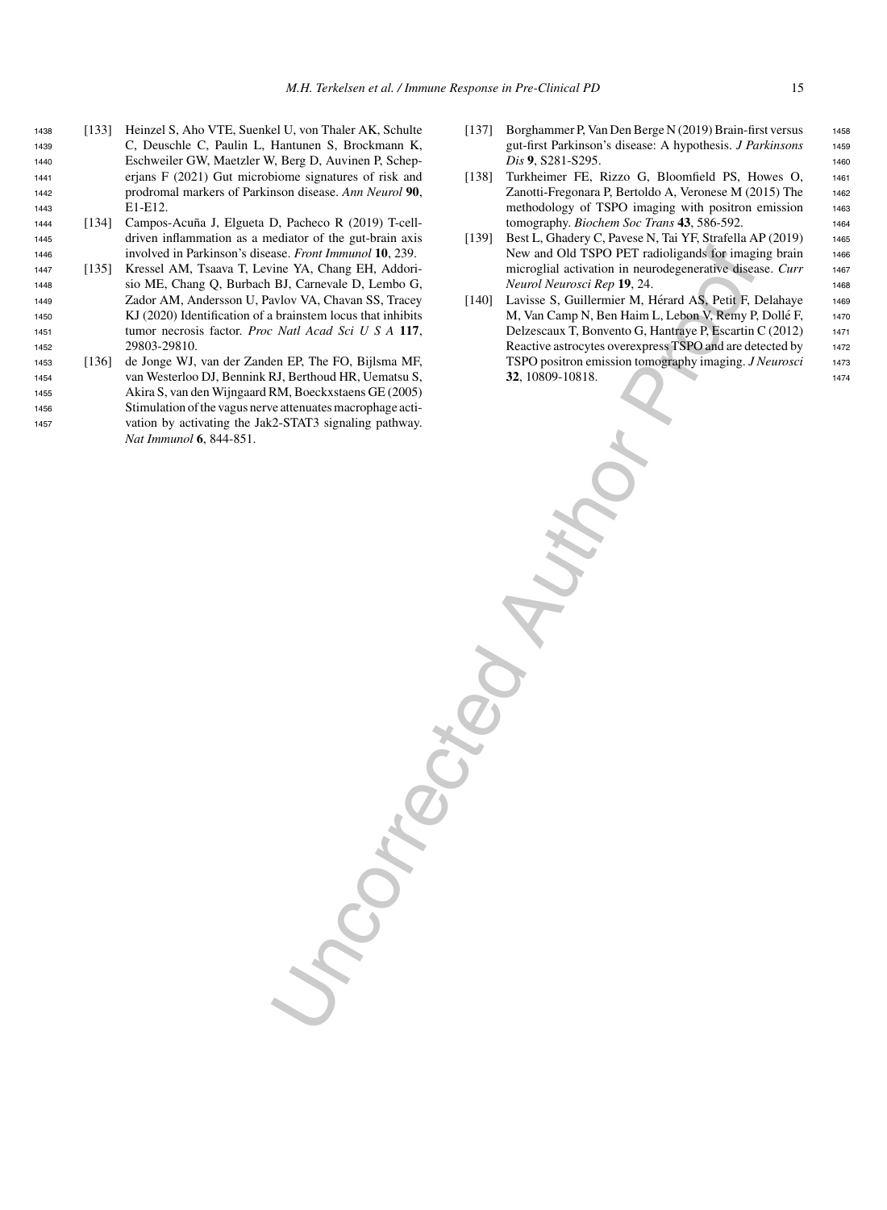[133] Heinzel S, Aho VTE, Suenkel U, von Thaler AK, Schulte C, Deuschle C, Paulin L, Hantunen S, Brockmann K, Eschweiler GW, Maetzler W, Berg D, Auvinen P, Scheperjans F (2021) Gut microbiome signatures of risk and prodromal markers of Parkinson disease. *Ann Neurol* **90**, E1-E12.

[134] Campos-Acuña J, Elgueta D, Pacheco R (2019) T-cell-driven inflammation as a mediator of the gut-brain axis involved in Parkinson's disease. *Front Immunol* **10**, 239.

[135] Kressel AM, Tsaava T, Levine YA, Chang EH, Addorisio ME, Chang Q, Burbach BJ, Carnevale D, Lembo G, Zador AM, Andersson U, Pavlov VA, Chavan SS, Tracey KJ (2020) Identification of a brainstem locus that inhibits tumor necrosis factor. *Proc Natl Acad Sci U S A* **117**, 29803-29810.

[136] de Jonge WJ, van der Zanden EP, The FO, Bijlsma MF, van Westerloo DJ, Bennink RJ, Berthoud HR, Uematsu S, Akira S, van den Wijngaard RM, Boeckxstaens GE (2005) Stimulation of the vagus nerve attenuates macrophage activation by activating the Jak2-STAT3 signaling pathway. *Nat Immunol* **6**, 844-851.

[137] Borghammer P, Van Den Berge N (2019) Brain-first versus gut-first Parkinson's disease: A hypothesis. *J Parkinsons Dis* **9**, S281-S295.

[138] Turkheimer FE, Rizzo G, Bloomfield PS, Howes O, Zanotti-Fregonara P, Bertoldo A, Veronese M (2015) The methodology of TSPO imaging with positron emission tomography. *Biochem Soc Trans* **43**, 586-592.

[139] Best L, Ghadery C, Pavese N, Tai YF, Strafella AP (2019) New and Old TSPO PET radioligands for imaging brain microglial activation in neurodegenerative disease. *Curr Neurol Neurosci Rep* **19**, 24.

[140] Lavisse S, Guillermier M, Hérard AS, Petit F, Delahaye M, Van Camp N, Ben Haim L, Lebon V, Remy P, Dollé F, Delzescaux T, Bonvento G, Hantraye P, Escartin C (2012) Reactive astrocytes overexpress TSPO and are detected by TSPO positron emission tomography imaging. *J Neurosci* **32**, 10809-10818.